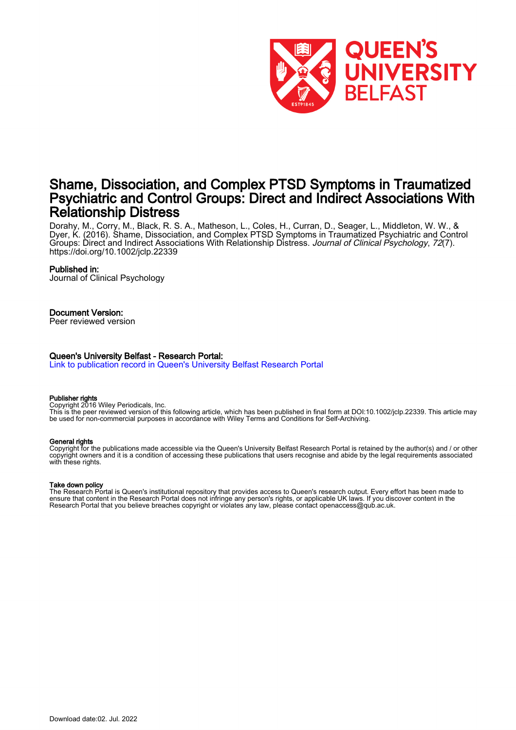# Shame, Dissociation, and Complex PTSD Symptoms in Traumatized Psychiatric and Control Groups: Direct and Indirect Associations With Relationship Distress

Dorahy, M., Corry, M., Black, R. S. A., Matheson, L., Coles, H., Curran, D., Seager, L., Middleton, W. W., & Dyer, K. (2016). Shame, Dissociation, and Complex PTSD Symptoms in Traumatized Psychiatric and Control Groups: Direct and Indirect Associations With Relationship Distress. *Journal of Clinical Psychology*, *72*(7). https://doi.org/10.1002/jclp.22339

**Published in:**
Journal of Clinical Psychology

**Document Version:**
Peer reviewed version

**Queen's University Belfast - Research Portal:**
Link to publication record in Queen's University Belfast Research Portal

**Publisher rights**
Copyright 2016 Wiley Periodicals, Inc.
This is the peer reviewed version of this following article, which has been published in final form at DOI:10.1002/jclp.22339. This article may be used for non-commercial purposes in accordance with Wiley Terms and Conditions for Self-Archiving.

**General rights**
Copyright for the publications made accessible via the Queen's University Belfast Research Portal is retained by the author(s) and / or other copyright owners and it is a condition of accessing these publications that users recognise and abide by the legal requirements associated with these rights.

**Take down policy**
The Research Portal is Queen's institutional repository that provides access to Queen's research output. Every effort has been made to ensure that content in the Research Portal does not infringe any person's rights, or applicable UK laws. If you discover content in the Research Portal that you believe breaches copyright or violates any law, please contact openaccess@qub.ac.uk.

Download date:02. Jul. 2022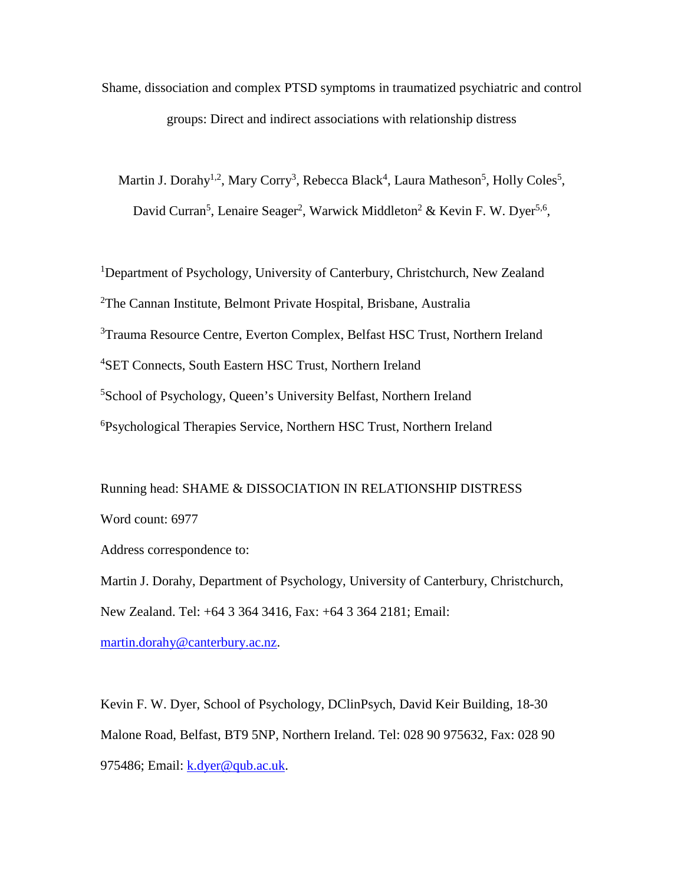Shame, dissociation and complex PTSD symptoms in traumatized psychiatric and control groups: Direct and indirect associations with relationship distress

Martin J. Dorahy[1,2], Mary Corry[3], Rebecca Black[4], Laura Matheson[5], Holly Coles[5], David Curran[5], Lenaire Seager[2], Warwick Middleton[2] & Kevin F. W. Dyer[5,6],

[1]Department of Psychology, University of Canterbury, Christchurch, New Zealand

[2]The Cannan Institute, Belmont Private Hospital, Brisbane, Australia

[3]Trauma Resource Centre, Everton Complex, Belfast HSC Trust, Northern Ireland

[4]SET Connects, South Eastern HSC Trust, Northern Ireland

[5]School of Psychology, Queen's University Belfast, Northern Ireland

[6]Psychological Therapies Service, Northern HSC Trust, Northern Ireland

Running head: SHAME & DISSOCIATION IN RELATIONSHIP DISTRESS

Word count: 6977

Address correspondence to:

Martin J. Dorahy, Department of Psychology, University of Canterbury, Christchurch, New Zealand. Tel: +64 3 364 3416, Fax: +64 3 364 2181; Email: martin.dorahy@canterbury.ac.nz.

Kevin F. W. Dyer, School of Psychology, DClinPsych, David Keir Building, 18-30 Malone Road, Belfast, BT9 5NP, Northern Ireland. Tel: 028 90 975632, Fax: 028 90 975486; Email: k.dyer@qub.ac.uk.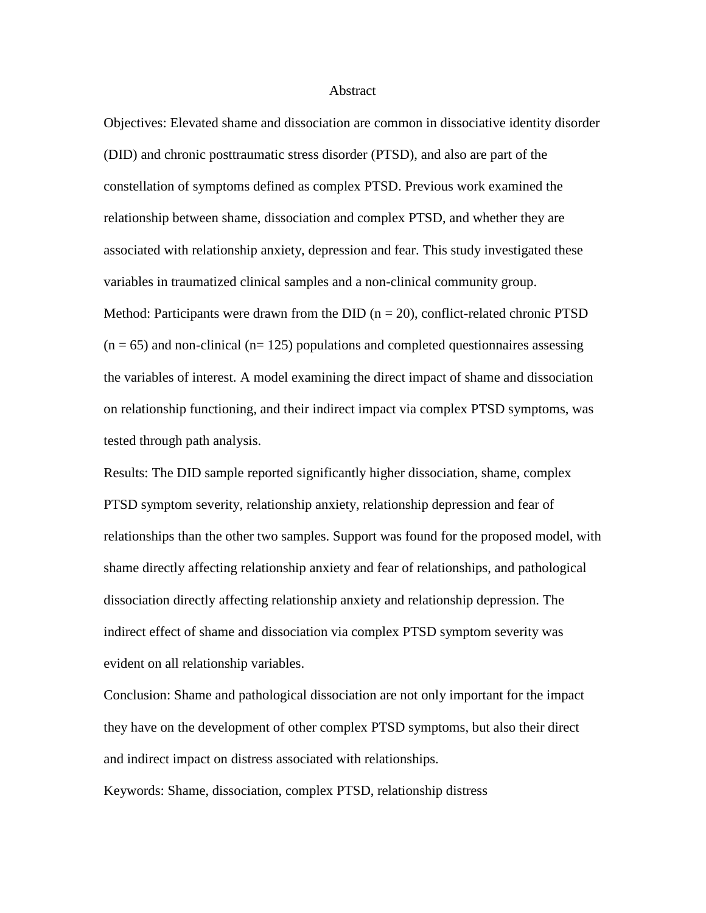# Abstract

Objectives: Elevated shame and dissociation are common in dissociative identity disorder (DID) and chronic posttraumatic stress disorder (PTSD), and also are part of the constellation of symptoms defined as complex PTSD. Previous work examined the relationship between shame, dissociation and complex PTSD, and whether they are associated with relationship anxiety, depression and fear. This study investigated these variables in traumatized clinical samples and a non-clinical community group.

Method: Participants were drawn from the DID ($n = 20$), conflict-related chronic PTSD ($n = 65$) and non-clinical ($n= 125$) populations and completed questionnaires assessing the variables of interest. A model examining the direct impact of shame and dissociation on relationship functioning, and their indirect impact via complex PTSD symptoms, was tested through path analysis.

Results: The DID sample reported significantly higher dissociation, shame, complex PTSD symptom severity, relationship anxiety, relationship depression and fear of relationships than the other two samples. Support was found for the proposed model, with shame directly affecting relationship anxiety and fear of relationships, and pathological dissociation directly affecting relationship anxiety and relationship depression. The indirect effect of shame and dissociation via complex PTSD symptom severity was evident on all relationship variables.

Conclusion: Shame and pathological dissociation are not only important for the impact they have on the development of other complex PTSD symptoms, but also their direct and indirect impact on distress associated with relationships.

Keywords: Shame, dissociation, complex PTSD, relationship distress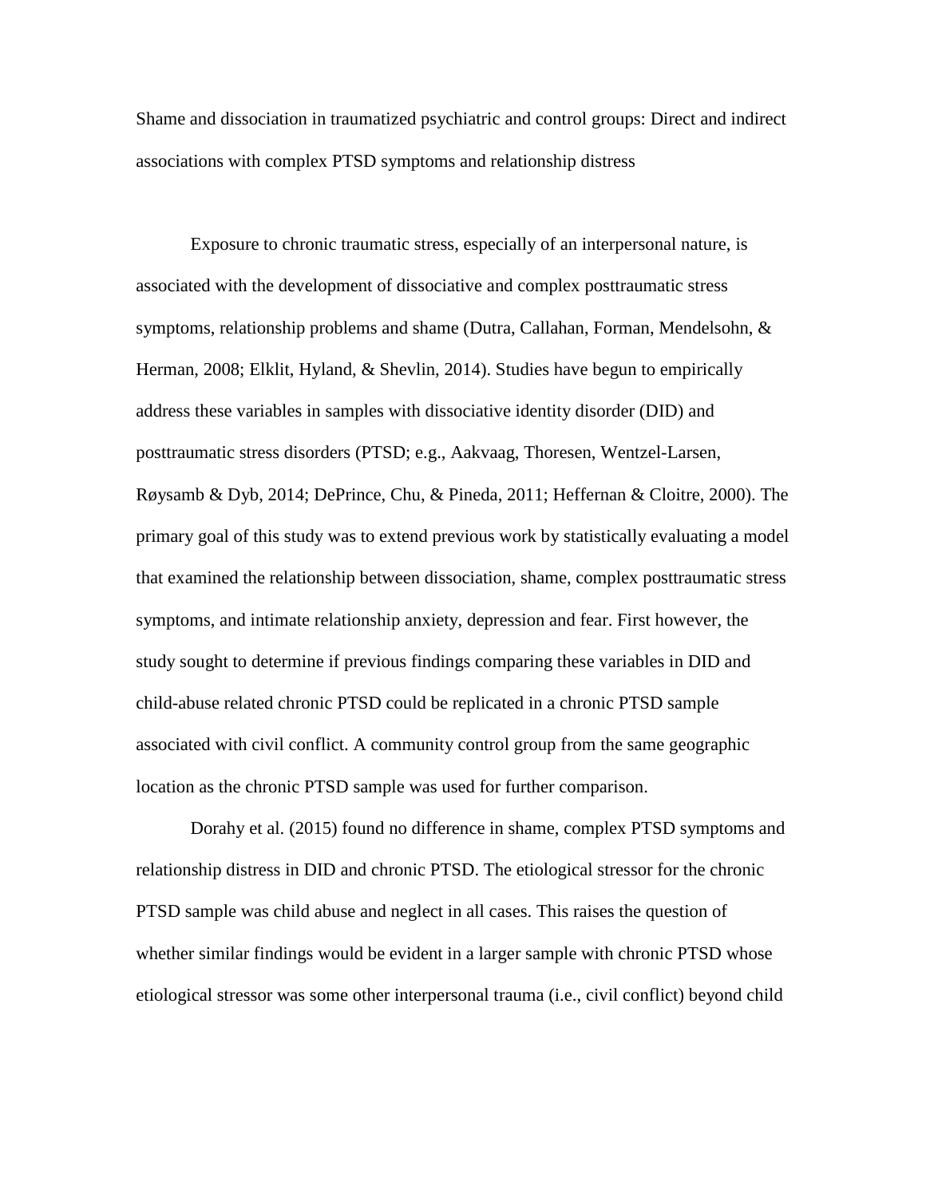Shame and dissociation in traumatized psychiatric and control groups: Direct and indirect associations with complex PTSD symptoms and relationship distress

Exposure to chronic traumatic stress, especially of an interpersonal nature, is associated with the development of dissociative and complex posttraumatic stress symptoms, relationship problems and shame (Dutra, Callahan, Forman, Mendelsohn, & Herman, 2008; Elklit, Hyland, & Shevlin, 2014). Studies have begun to empirically address these variables in samples with dissociative identity disorder (DID) and posttraumatic stress disorders (PTSD; e.g., Aakvaag, Thoresen, Wentzel-Larsen, Røysamb & Dyb, 2014; DePrince, Chu, & Pineda, 2011; Heffernan & Cloitre, 2000). The primary goal of this study was to extend previous work by statistically evaluating a model that examined the relationship between dissociation, shame, complex posttraumatic stress symptoms, and intimate relationship anxiety, depression and fear. First however, the study sought to determine if previous findings comparing these variables in DID and child-abuse related chronic PTSD could be replicated in a chronic PTSD sample associated with civil conflict. A community control group from the same geographic location as the chronic PTSD sample was used for further comparison.

Dorahy et al. (2015) found no difference in shame, complex PTSD symptoms and relationship distress in DID and chronic PTSD. The etiological stressor for the chronic PTSD sample was child abuse and neglect in all cases. This raises the question of whether similar findings would be evident in a larger sample with chronic PTSD whose etiological stressor was some other interpersonal trauma (i.e., civil conflict) beyond child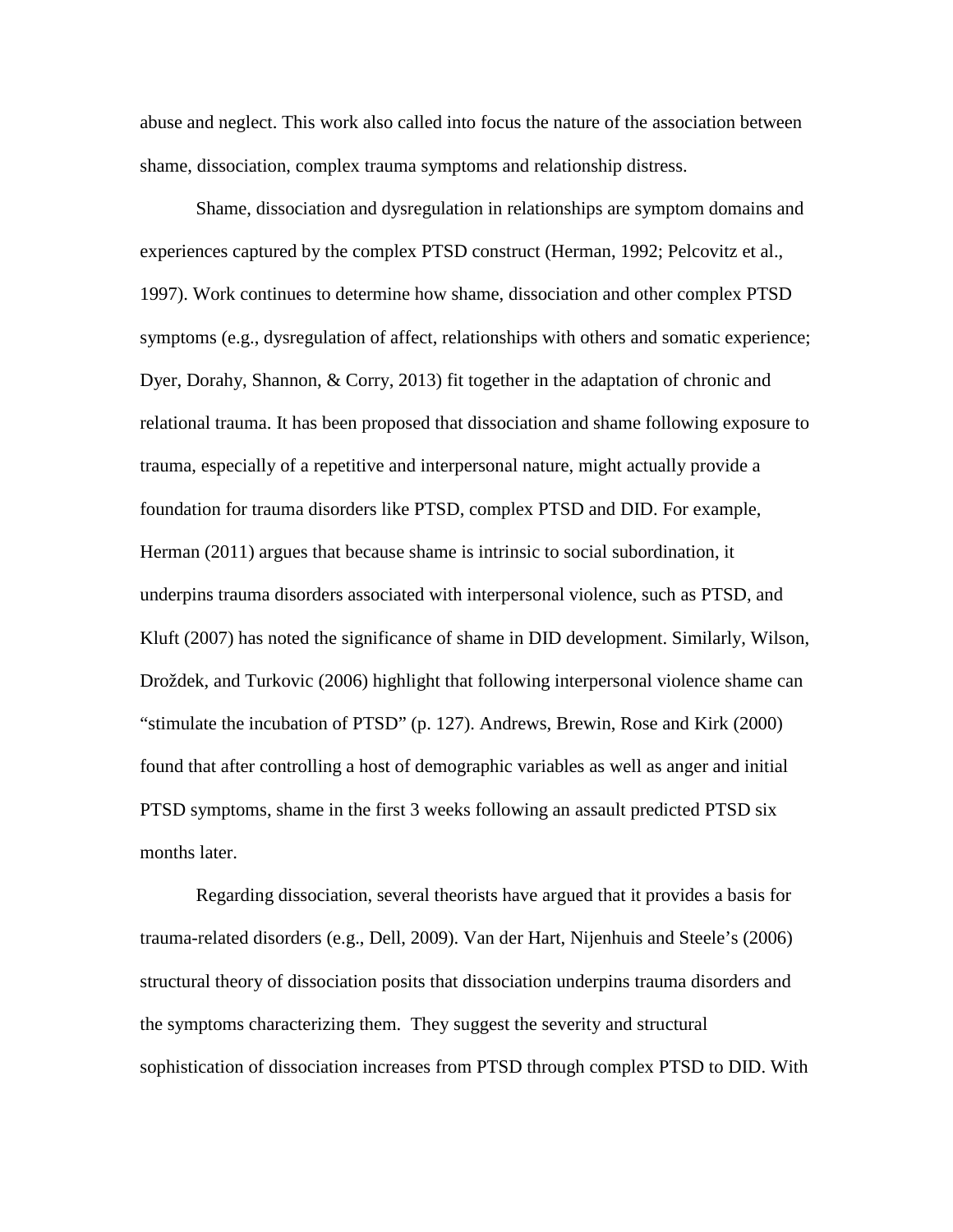abuse and neglect. This work also called into focus the nature of the association between shame, dissociation, complex trauma symptoms and relationship distress.

Shame, dissociation and dysregulation in relationships are symptom domains and experiences captured by the complex PTSD construct (Herman, 1992; Pelcovitz et al., 1997). Work continues to determine how shame, dissociation and other complex PTSD symptoms (e.g., dysregulation of affect, relationships with others and somatic experience; Dyer, Dorahy, Shannon, & Corry, 2013) fit together in the adaptation of chronic and relational trauma. It has been proposed that dissociation and shame following exposure to trauma, especially of a repetitive and interpersonal nature, might actually provide a foundation for trauma disorders like PTSD, complex PTSD and DID. For example, Herman (2011) argues that because shame is intrinsic to social subordination, it underpins trauma disorders associated with interpersonal violence, such as PTSD, and Kluft (2007) has noted the significance of shame in DID development. Similarly, Wilson, Droždek, and Turkovic (2006) highlight that following interpersonal violence shame can "stimulate the incubation of PTSD" (p. 127). Andrews, Brewin, Rose and Kirk (2000) found that after controlling a host of demographic variables as well as anger and initial PTSD symptoms, shame in the first 3 weeks following an assault predicted PTSD six months later.

Regarding dissociation, several theorists have argued that it provides a basis for trauma-related disorders (e.g., Dell, 2009). Van der Hart, Nijenhuis and Steele's (2006) structural theory of dissociation posits that dissociation underpins trauma disorders and the symptoms characterizing them. They suggest the severity and structural sophistication of dissociation increases from PTSD through complex PTSD to DID. With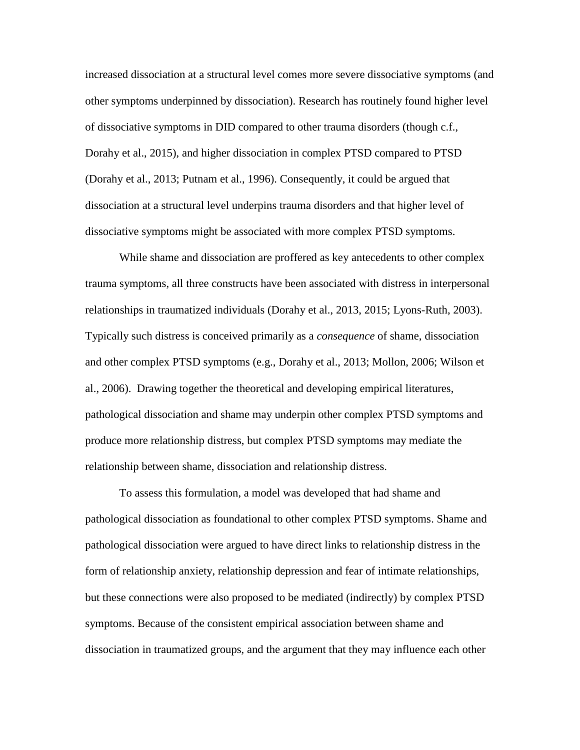increased dissociation at a structural level comes more severe dissociative symptoms (and other symptoms underpinned by dissociation). Research has routinely found higher level of dissociative symptoms in DID compared to other trauma disorders (though c.f., Dorahy et al., 2015), and higher dissociation in complex PTSD compared to PTSD (Dorahy et al., 2013; Putnam et al., 1996). Consequently, it could be argued that dissociation at a structural level underpins trauma disorders and that higher level of dissociative symptoms might be associated with more complex PTSD symptoms.

While shame and dissociation are proffered as key antecedents to other complex trauma symptoms, all three constructs have been associated with distress in interpersonal relationships in traumatized individuals (Dorahy et al., 2013, 2015; Lyons-Ruth, 2003). Typically such distress is conceived primarily as a *consequence* of shame, dissociation and other complex PTSD symptoms (e.g., Dorahy et al., 2013; Mollon, 2006; Wilson et al., 2006). Drawing together the theoretical and developing empirical literatures, pathological dissociation and shame may underpin other complex PTSD symptoms and produce more relationship distress, but complex PTSD symptoms may mediate the relationship between shame, dissociation and relationship distress.

To assess this formulation, a model was developed that had shame and pathological dissociation as foundational to other complex PTSD symptoms. Shame and pathological dissociation were argued to have direct links to relationship distress in the form of relationship anxiety, relationship depression and fear of intimate relationships, but these connections were also proposed to be mediated (indirectly) by complex PTSD symptoms. Because of the consistent empirical association between shame and dissociation in traumatized groups, and the argument that they may influence each other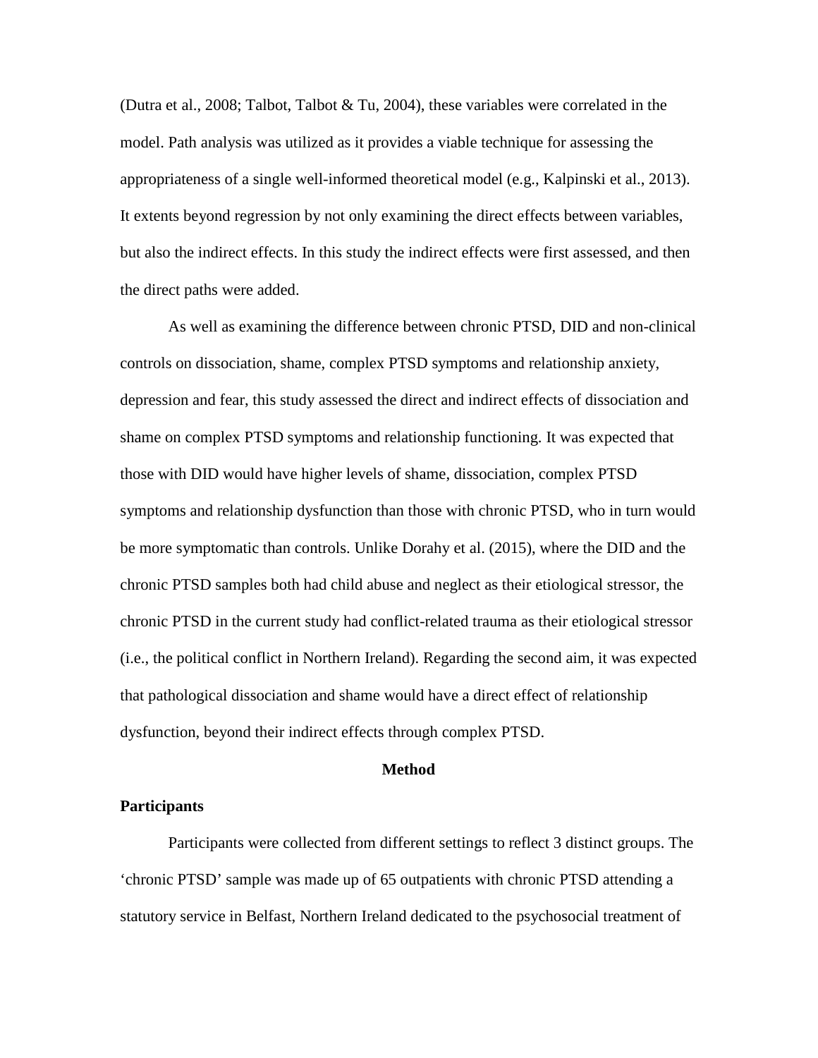(Dutra et al., 2008; Talbot, Talbot & Tu, 2004), these variables were correlated in the model. Path analysis was utilized as it provides a viable technique for assessing the appropriateness of a single well-informed theoretical model (e.g., Kalpinski et al., 2013). It extents beyond regression by not only examining the direct effects between variables, but also the indirect effects. In this study the indirect effects were first assessed, and then the direct paths were added.

As well as examining the difference between chronic PTSD, DID and non-clinical controls on dissociation, shame, complex PTSD symptoms and relationship anxiety, depression and fear, this study assessed the direct and indirect effects of dissociation and shame on complex PTSD symptoms and relationship functioning. It was expected that those with DID would have higher levels of shame, dissociation, complex PTSD symptoms and relationship dysfunction than those with chronic PTSD, who in turn would be more symptomatic than controls. Unlike Dorahy et al. (2015), where the DID and the chronic PTSD samples both had child abuse and neglect as their etiological stressor, the chronic PTSD in the current study had conflict-related trauma as their etiological stressor (i.e., the political conflict in Northern Ireland). Regarding the second aim, it was expected that pathological dissociation and shame would have a direct effect of relationship dysfunction, beyond their indirect effects through complex PTSD.

## Method

### Participants

Participants were collected from different settings to reflect 3 distinct groups. The 'chronic PTSD' sample was made up of 65 outpatients with chronic PTSD attending a statutory service in Belfast, Northern Ireland dedicated to the psychosocial treatment of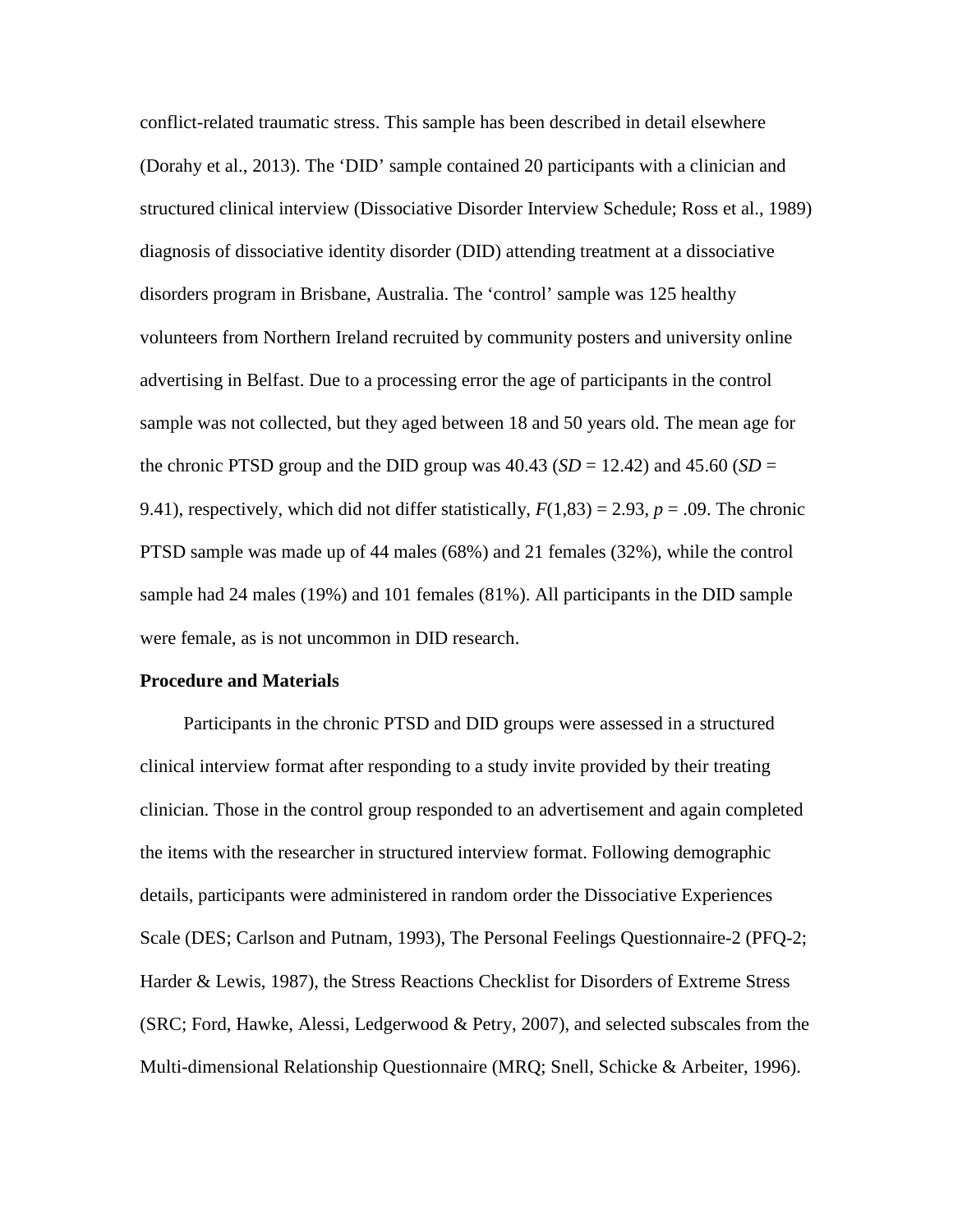conflict-related traumatic stress. This sample has been described in detail elsewhere (Dorahy et al., 2013). The 'DID' sample contained 20 participants with a clinician and structured clinical interview (Dissociative Disorder Interview Schedule; Ross et al., 1989) diagnosis of dissociative identity disorder (DID) attending treatment at a dissociative disorders program in Brisbane, Australia. The 'control' sample was 125 healthy volunteers from Northern Ireland recruited by community posters and university online advertising in Belfast. Due to a processing error the age of participants in the control sample was not collected, but they aged between 18 and 50 years old. The mean age for the chronic PTSD group and the DID group was 40.43 ($SD$ = 12.42) and 45.60 ($SD$ = 9.41), respectively, which did not differ statistically, $F(1,83) = 2.93$, $p = .09$. The chronic PTSD sample was made up of 44 males (68%) and 21 females (32%), while the control sample had 24 males (19%) and 101 females (81%). All participants in the DID sample were female, as is not uncommon in DID research.

**Procedure and Materials**

Participants in the chronic PTSD and DID groups were assessed in a structured clinical interview format after responding to a study invite provided by their treating clinician. Those in the control group responded to an advertisement and again completed the items with the researcher in structured interview format. Following demographic details, participants were administered in random order the Dissociative Experiences Scale (DES; Carlson and Putnam, 1993), The Personal Feelings Questionnaire-2 (PFQ-2; Harder & Lewis, 1987), the Stress Reactions Checklist for Disorders of Extreme Stress (SRC; Ford, Hawke, Alessi, Ledgerwood & Petry, 2007), and selected subscales from the Multi-dimensional Relationship Questionnaire (MRQ; Snell, Schicke & Arbeiter, 1996).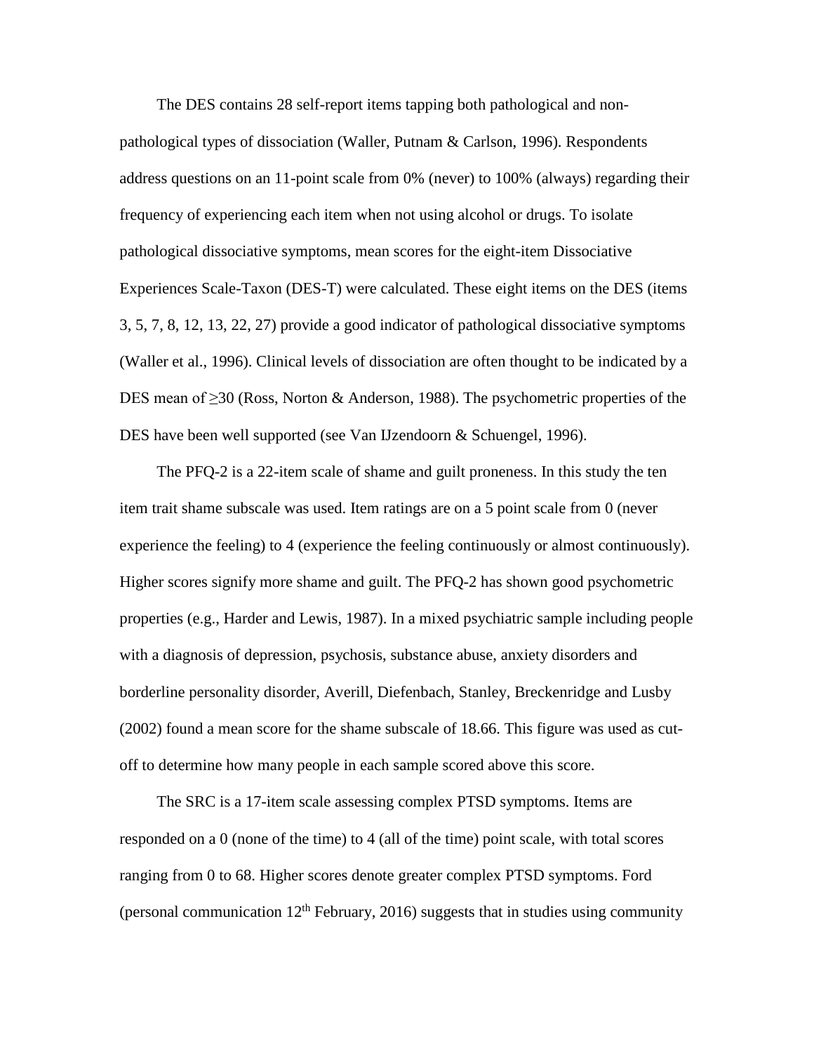The DES contains 28 self-report items tapping both pathological and non-pathological types of dissociation (Waller, Putnam & Carlson, 1996). Respondents address questions on an 11-point scale from 0% (never) to 100% (always) regarding their frequency of experiencing each item when not using alcohol or drugs. To isolate pathological dissociative symptoms, mean scores for the eight-item Dissociative Experiences Scale-Taxon (DES-T) were calculated. These eight items on the DES (items 3, 5, 7, 8, 12, 13, 22, 27) provide a good indicator of pathological dissociative symptoms (Waller et al., 1996). Clinical levels of dissociation are often thought to be indicated by a DES mean of ≥30 (Ross, Norton & Anderson, 1988). The psychometric properties of the DES have been well supported (see Van IJzendoorn & Schuengel, 1996).

The PFQ-2 is a 22-item scale of shame and guilt proneness. In this study the ten item trait shame subscale was used. Item ratings are on a 5 point scale from 0 (never experience the feeling) to 4 (experience the feeling continuously or almost continuously). Higher scores signify more shame and guilt. The PFQ-2 has shown good psychometric properties (e.g., Harder and Lewis, 1987). In a mixed psychiatric sample including people with a diagnosis of depression, psychosis, substance abuse, anxiety disorders and borderline personality disorder, Averill, Diefenbach, Stanley, Breckenridge and Lusby (2002) found a mean score for the shame subscale of 18.66. This figure was used as cut-off to determine how many people in each sample scored above this score.

The SRC is a 17-item scale assessing complex PTSD symptoms. Items are responded on a 0 (none of the time) to 4 (all of the time) point scale, with total scores ranging from 0 to 68. Higher scores denote greater complex PTSD symptoms. Ford (personal communication 12th February, 2016) suggests that in studies using community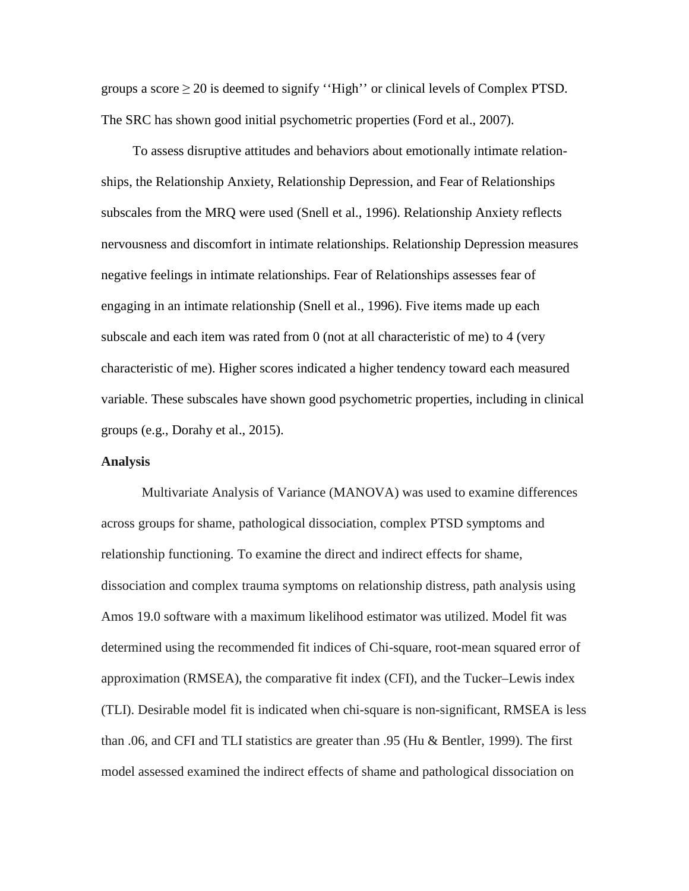groups a score $\geq 20$ is deemed to signify ''High'' or clinical levels of Complex PTSD. The SRC has shown good initial psychometric properties (Ford et al., 2007).

To assess disruptive attitudes and behaviors about emotionally intimate relationships, the Relationship Anxiety, Relationship Depression, and Fear of Relationships subscales from the MRQ were used (Snell et al., 1996). Relationship Anxiety reflects nervousness and discomfort in intimate relationships. Relationship Depression measures negative feelings in intimate relationships. Fear of Relationships assesses fear of engaging in an intimate relationship (Snell et al., 1996). Five items made up each subscale and each item was rated from 0 (not at all characteristic of me) to 4 (very characteristic of me). Higher scores indicated a higher tendency toward each measured variable. These subscales have shown good psychometric properties, including in clinical groups (e.g., Dorahy et al., 2015).

**Analysis**

Multivariate Analysis of Variance (MANOVA) was used to examine differences across groups for shame, pathological dissociation, complex PTSD symptoms and relationship functioning. To examine the direct and indirect effects for shame, dissociation and complex trauma symptoms on relationship distress, path analysis using Amos 19.0 software with a maximum likelihood estimator was utilized. Model fit was determined using the recommended fit indices of Chi-square, root-mean squared error of approximation (RMSEA), the comparative fit index (CFI), and the Tucker–Lewis index (TLI). Desirable model fit is indicated when chi-square is non-significant, RMSEA is less than .06, and CFI and TLI statistics are greater than .95 (Hu & Bentler, 1999). The first model assessed examined the indirect effects of shame and pathological dissociation on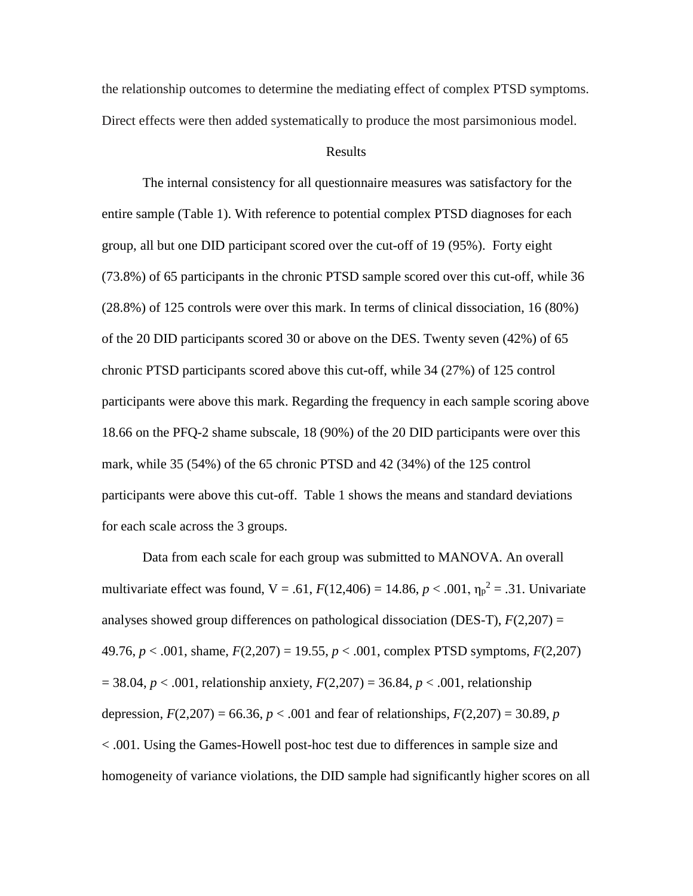the relationship outcomes to determine the mediating effect of complex PTSD symptoms. Direct effects were then added systematically to produce the most parsimonious model.

## Results

The internal consistency for all questionnaire measures was satisfactory for the entire sample (Table 1). With reference to potential complex PTSD diagnoses for each group, all but one DID participant scored over the cut-off of 19 (95%). Forty eight (73.8%) of 65 participants in the chronic PTSD sample scored over this cut-off, while 36 (28.8%) of 125 controls were over this mark. In terms of clinical dissociation, 16 (80%) of the 20 DID participants scored 30 or above on the DES. Twenty seven (42%) of 65 chronic PTSD participants scored above this cut-off, while 34 (27%) of 125 control participants were above this mark. Regarding the frequency in each sample scoring above 18.66 on the PFQ-2 shame subscale, 18 (90%) of the 20 DID participants were over this mark, while 35 (54%) of the 65 chronic PTSD and 42 (34%) of the 125 control participants were above this cut-off. Table 1 shows the means and standard deviations for each scale across the 3 groups.

Data from each scale for each group was submitted to MANOVA. An overall multivariate effect was found, V = .61, $F(12,406) = 14.86$, $p < .001$, $\eta_p^2 = .31$. Univariate analyses showed group differences on pathological dissociation (DES-T), $F(2,207) = 49.76$, $p < .001$, shame, $F(2,207) = 19.55$, $p < .001$, complex PTSD symptoms, $F(2,207) = 38.04$, $p < .001$, relationship anxiety, $F(2,207) = 36.84$, $p < .001$, relationship depression, $F(2,207) = 66.36$, $p < .001$ and fear of relationships, $F(2,207) = 30.89$, $p < .001$. Using the Games-Howell post-hoc test due to differences in sample size and homogeneity of variance violations, the DID sample had significantly higher scores on all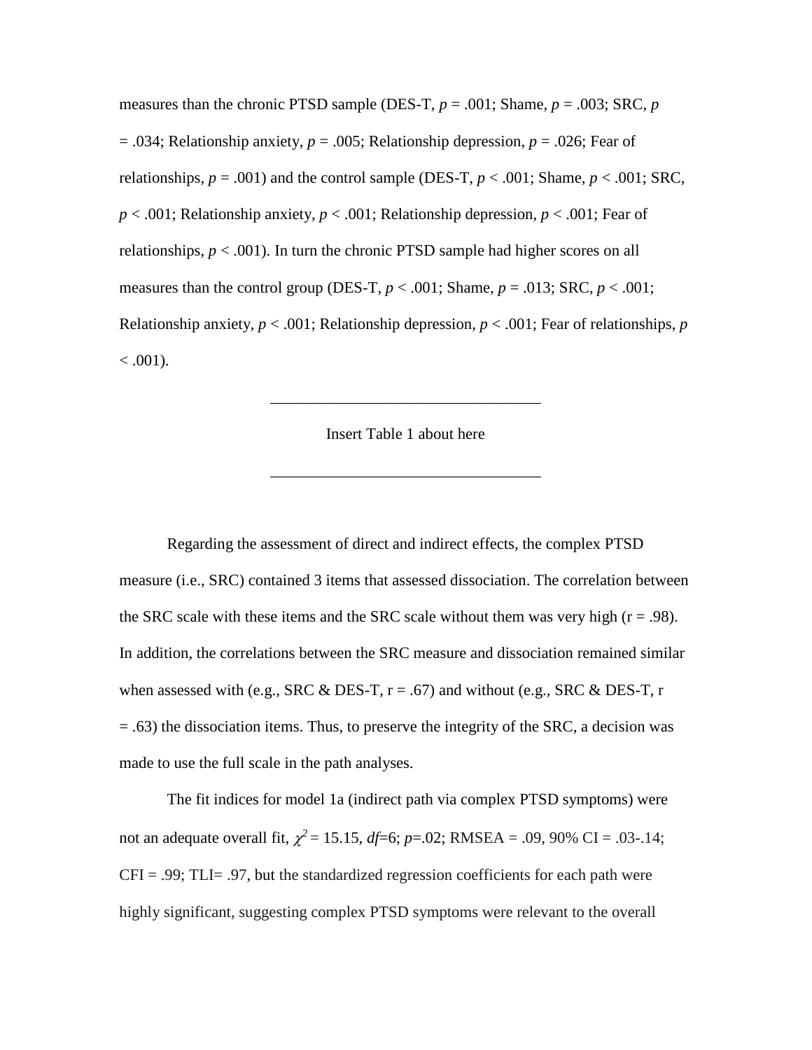measures than the chronic PTSD sample (DES-T, $p$ = .001; Shame, $p$ = .003; SRC, $p$ = .034; Relationship anxiety, $p$ = .005; Relationship depression, $p$ = .026; Fear of relationships, $p$ = .001) and the control sample (DES-T, $p < .001$; Shame, $p < .001$; SRC, $p < .001$; Relationship anxiety, $p < .001$; Relationship depression, $p < .001$; Fear of relationships, $p < .001$). In turn the chronic PTSD sample had higher scores on all measures than the control group (DES-T, $p < .001$; Shame, $p$ = .013; SRC, $p < .001$; Relationship anxiety, $p < .001$; Relationship depression, $p < .001$; Fear of relationships, $p < .001$).

---

Insert Table 1 about here

---

Regarding the assessment of direct and indirect effects, the complex PTSD measure (i.e., SRC) contained 3 items that assessed dissociation. The correlation between the SRC scale with these items and the SRC scale without them was very high (r = .98). In addition, the correlations between the SRC measure and dissociation remained similar when assessed with (e.g., SRC & DES-T, r = .67) and without (e.g., SRC & DES-T, r = .63) the dissociation items. Thus, to preserve the integrity of the SRC, a decision was made to use the full scale in the path analyses.

The fit indices for model 1a (indirect path via complex PTSD symptoms) were not an adequate overall fit, $\chi^2$ = 15.15, $df$=6; $p$=.02; RMSEA = .09, 90% CI = .03-.14; CFI = .99; TLI= .97, but the standardized regression coefficients for each path were highly significant, suggesting complex PTSD symptoms were relevant to the overall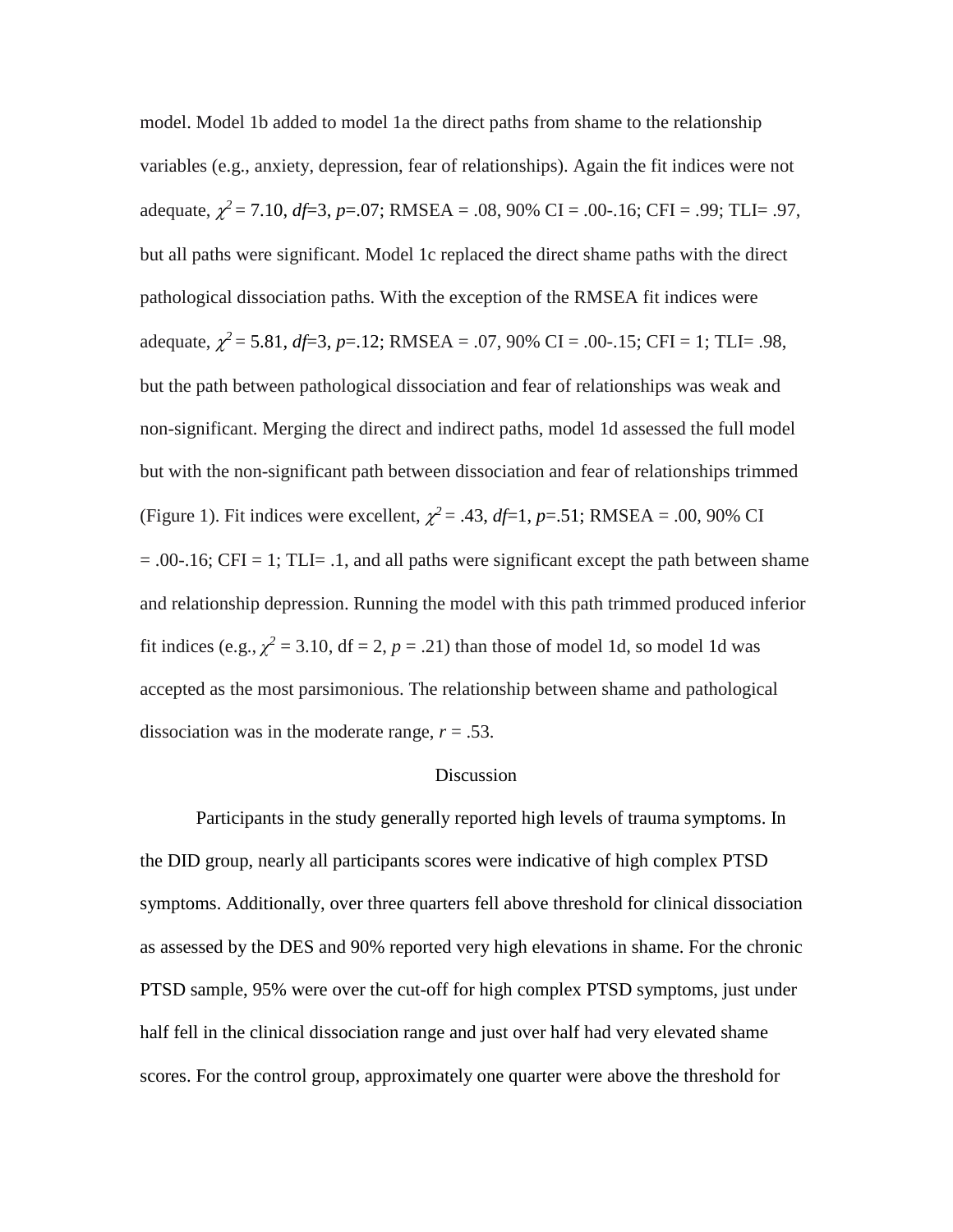model. Model 1b added to model 1a the direct paths from shame to the relationship variables (e.g., anxiety, depression, fear of relationships). Again the fit indices were not adequate, $\chi^2 = 7.10$, $df=3$, $p=.07$; RMSEA = .08, 90% CI = .00-.16; CFI = .99; TLI= .97, but all paths were significant. Model 1c replaced the direct shame paths with the direct pathological dissociation paths. With the exception of the RMSEA fit indices were adequate, $\chi^2 = 5.81$, $df=3$, $p=.12$; RMSEA = .07, 90% CI = .00-.15; CFI = 1; TLI= .98, but the path between pathological dissociation and fear of relationships was weak and non-significant. Merging the direct and indirect paths, model 1d assessed the full model but with the non-significant path between dissociation and fear of relationships trimmed (Figure 1). Fit indices were excellent, $\chi^2 = .43$, $df=1$, $p=.51$; RMSEA = .00, 90% CI = .00-.16; CFI = 1; TLI= .1, and all paths were significant except the path between shame and relationship depression. Running the model with this path trimmed produced inferior fit indices (e.g., $\chi^2 = 3.10$, df = 2, $p = .21$) than those of model 1d, so model 1d was accepted as the most parsimonious. The relationship between shame and pathological dissociation was in the moderate range, $r = .53$.

## Discussion

Participants in the study generally reported high levels of trauma symptoms. In the DID group, nearly all participants scores were indicative of high complex PTSD symptoms. Additionally, over three quarters fell above threshold for clinical dissociation as assessed by the DES and 90% reported very high elevations in shame. For the chronic PTSD sample, 95% were over the cut-off for high complex PTSD symptoms, just under half fell in the clinical dissociation range and just over half had very elevated shame scores. For the control group, approximately one quarter were above the threshold for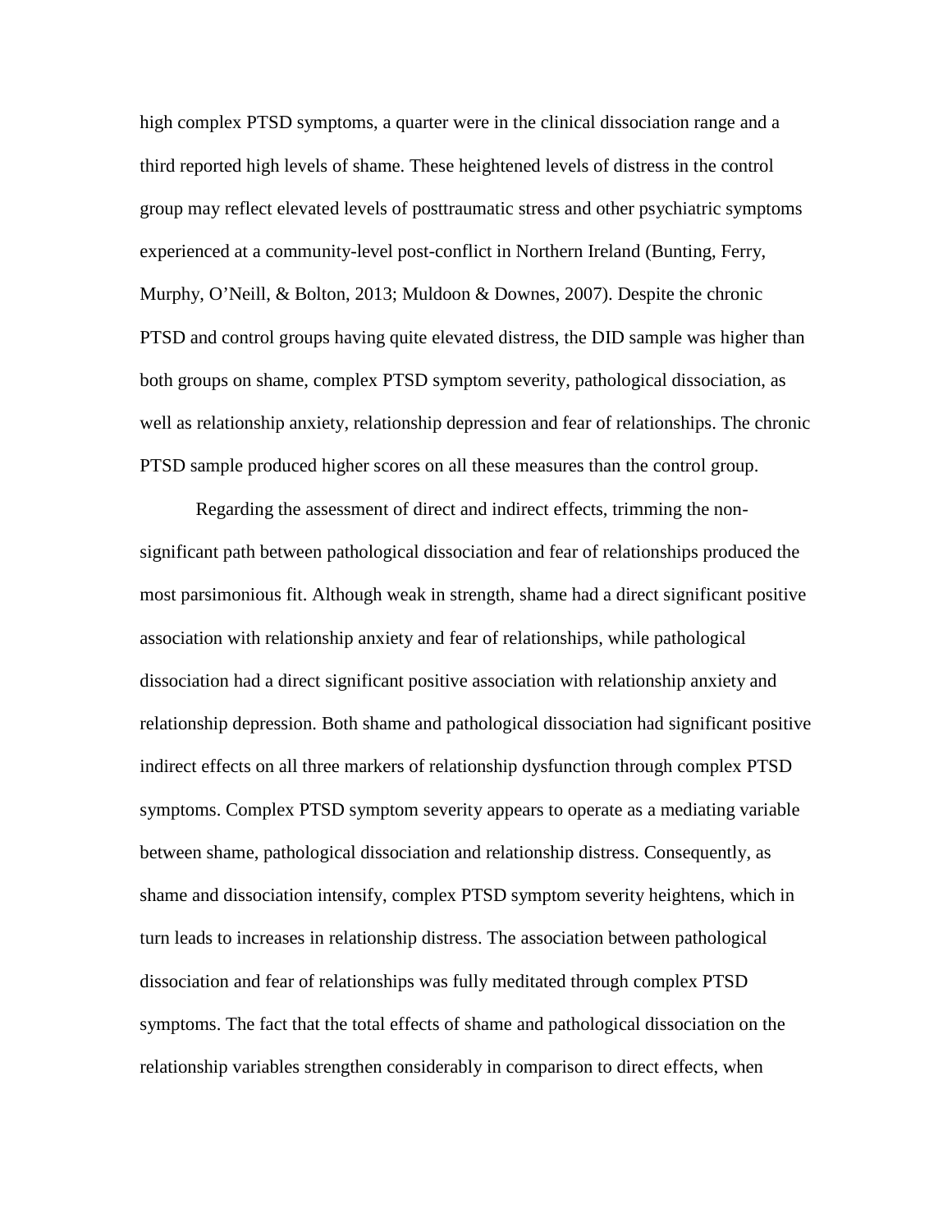high complex PTSD symptoms, a quarter were in the clinical dissociation range and a third reported high levels of shame. These heightened levels of distress in the control group may reflect elevated levels of posttraumatic stress and other psychiatric symptoms experienced at a community-level post-conflict in Northern Ireland (Bunting, Ferry, Murphy, O'Neill, & Bolton, 2013; Muldoon & Downes, 2007). Despite the chronic PTSD and control groups having quite elevated distress, the DID sample was higher than both groups on shame, complex PTSD symptom severity, pathological dissociation, as well as relationship anxiety, relationship depression and fear of relationships. The chronic PTSD sample produced higher scores on all these measures than the control group.

Regarding the assessment of direct and indirect effects, trimming the non-significant path between pathological dissociation and fear of relationships produced the most parsimonious fit. Although weak in strength, shame had a direct significant positive association with relationship anxiety and fear of relationships, while pathological dissociation had a direct significant positive association with relationship anxiety and relationship depression. Both shame and pathological dissociation had significant positive indirect effects on all three markers of relationship dysfunction through complex PTSD symptoms. Complex PTSD symptom severity appears to operate as a mediating variable between shame, pathological dissociation and relationship distress. Consequently, as shame and dissociation intensify, complex PTSD symptom severity heightens, which in turn leads to increases in relationship distress. The association between pathological dissociation and fear of relationships was fully meditated through complex PTSD symptoms. The fact that the total effects of shame and pathological dissociation on the relationship variables strengthen considerably in comparison to direct effects, when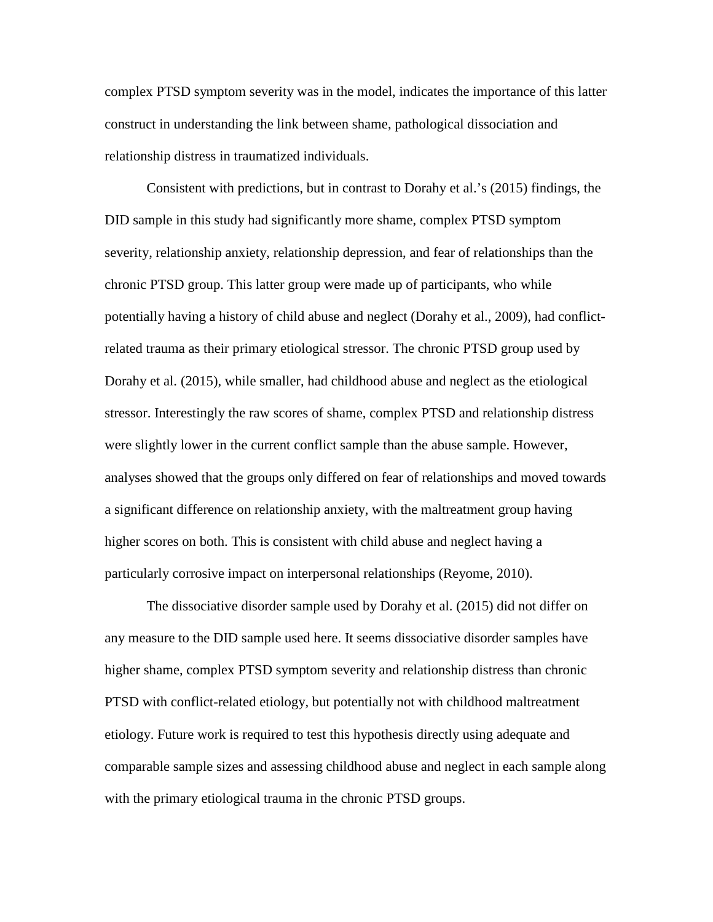complex PTSD symptom severity was in the model, indicates the importance of this latter construct in understanding the link between shame, pathological dissociation and relationship distress in traumatized individuals.

Consistent with predictions, but in contrast to Dorahy et al.'s (2015) findings, the DID sample in this study had significantly more shame, complex PTSD symptom severity, relationship anxiety, relationship depression, and fear of relationships than the chronic PTSD group. This latter group were made up of participants, who while potentially having a history of child abuse and neglect (Dorahy et al., 2009), had conflict-related trauma as their primary etiological stressor. The chronic PTSD group used by Dorahy et al. (2015), while smaller, had childhood abuse and neglect as the etiological stressor. Interestingly the raw scores of shame, complex PTSD and relationship distress were slightly lower in the current conflict sample than the abuse sample. However, analyses showed that the groups only differed on fear of relationships and moved towards a significant difference on relationship anxiety, with the maltreatment group having higher scores on both. This is consistent with child abuse and neglect having a particularly corrosive impact on interpersonal relationships (Reyome, 2010).

The dissociative disorder sample used by Dorahy et al. (2015) did not differ on any measure to the DID sample used here. It seems dissociative disorder samples have higher shame, complex PTSD symptom severity and relationship distress than chronic PTSD with conflict-related etiology, but potentially not with childhood maltreatment etiology. Future work is required to test this hypothesis directly using adequate and comparable sample sizes and assessing childhood abuse and neglect in each sample along with the primary etiological trauma in the chronic PTSD groups.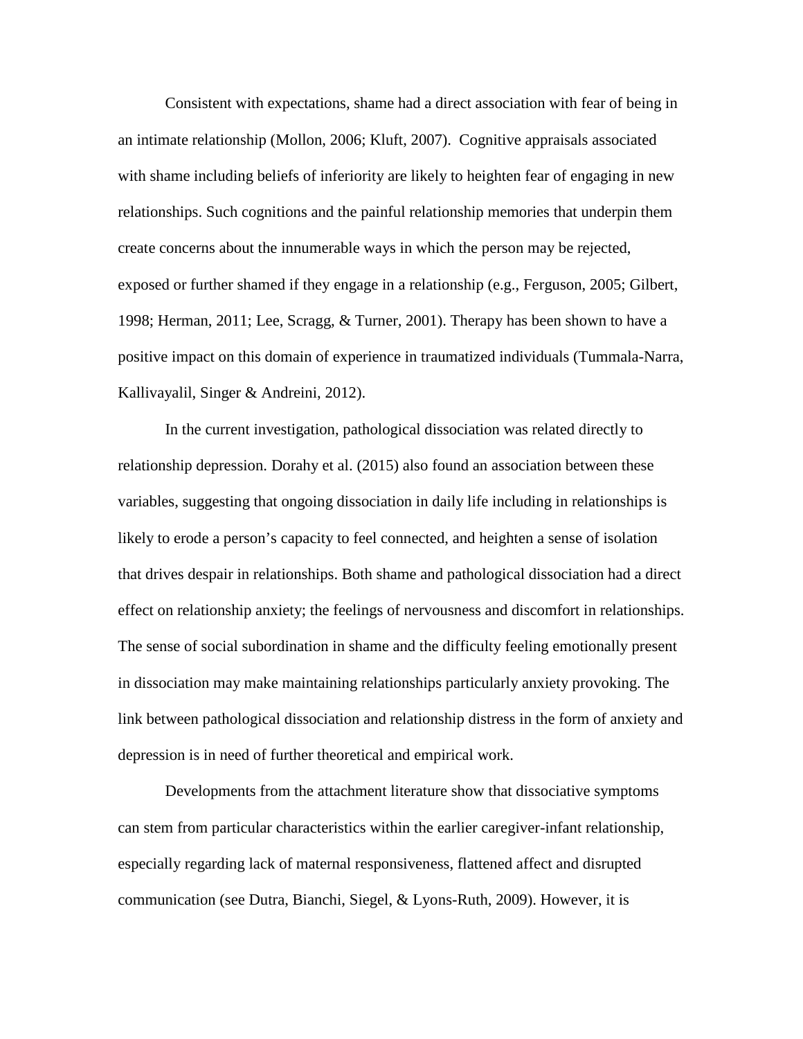Consistent with expectations, shame had a direct association with fear of being in an intimate relationship (Mollon, 2006; Kluft, 2007). Cognitive appraisals associated with shame including beliefs of inferiority are likely to heighten fear of engaging in new relationships. Such cognitions and the painful relationship memories that underpin them create concerns about the innumerable ways in which the person may be rejected, exposed or further shamed if they engage in a relationship (e.g., Ferguson, 2005; Gilbert, 1998; Herman, 2011; Lee, Scragg, & Turner, 2001). Therapy has been shown to have a positive impact on this domain of experience in traumatized individuals (Tummala-Narra, Kallivayalil, Singer & Andreini, 2012).

In the current investigation, pathological dissociation was related directly to relationship depression. Dorahy et al. (2015) also found an association between these variables, suggesting that ongoing dissociation in daily life including in relationships is likely to erode a person's capacity to feel connected, and heighten a sense of isolation that drives despair in relationships. Both shame and pathological dissociation had a direct effect on relationship anxiety; the feelings of nervousness and discomfort in relationships. The sense of social subordination in shame and the difficulty feeling emotionally present in dissociation may make maintaining relationships particularly anxiety provoking. The link between pathological dissociation and relationship distress in the form of anxiety and depression is in need of further theoretical and empirical work.

Developments from the attachment literature show that dissociative symptoms can stem from particular characteristics within the earlier caregiver-infant relationship, especially regarding lack of maternal responsiveness, flattened affect and disrupted communication (see Dutra, Bianchi, Siegel, & Lyons-Ruth, 2009). However, it is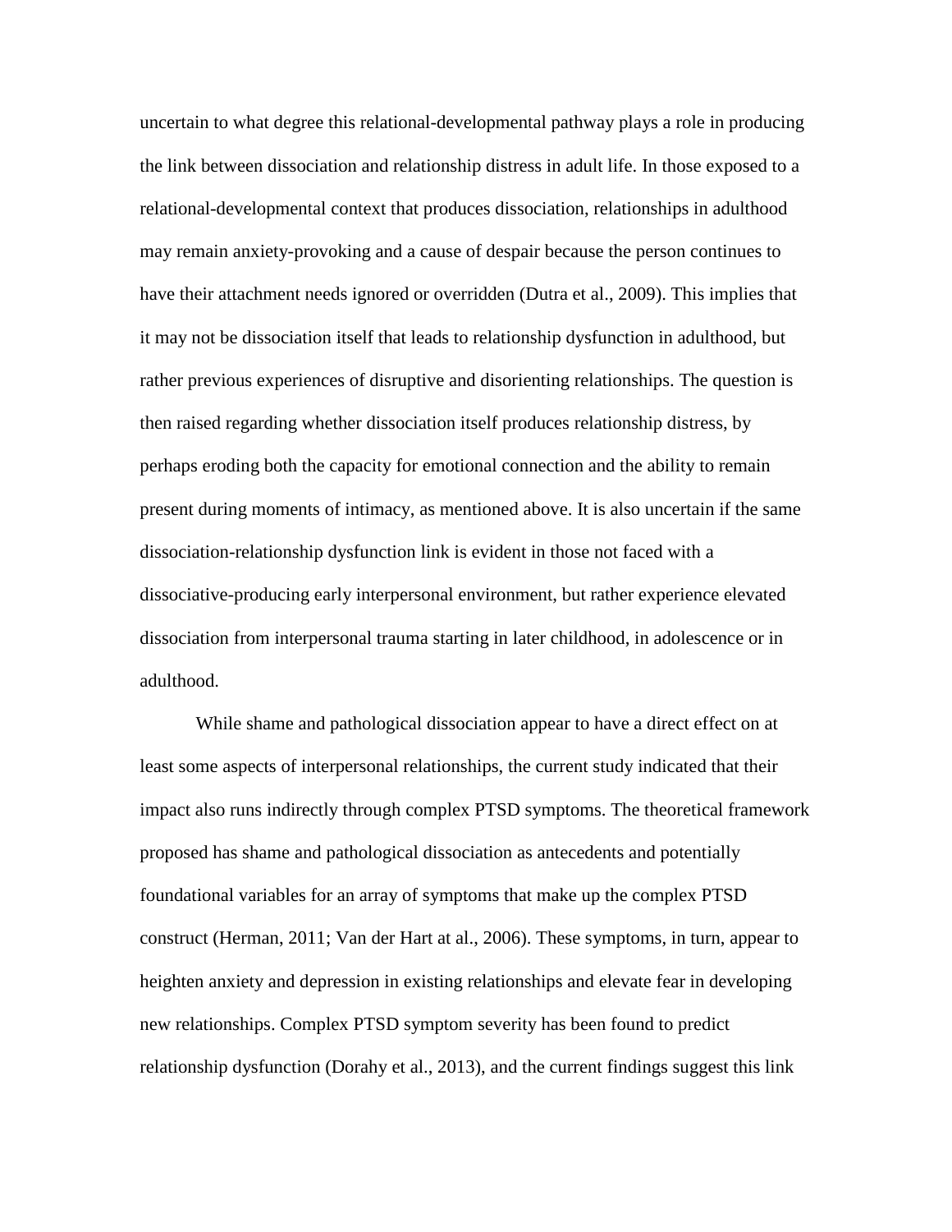uncertain to what degree this relational-developmental pathway plays a role in producing the link between dissociation and relationship distress in adult life. In those exposed to a relational-developmental context that produces dissociation, relationships in adulthood may remain anxiety-provoking and a cause of despair because the person continues to have their attachment needs ignored or overridden (Dutra et al., 2009). This implies that it may not be dissociation itself that leads to relationship dysfunction in adulthood, but rather previous experiences of disruptive and disorienting relationships. The question is then raised regarding whether dissociation itself produces relationship distress, by perhaps eroding both the capacity for emotional connection and the ability to remain present during moments of intimacy, as mentioned above. It is also uncertain if the same dissociation-relationship dysfunction link is evident in those not faced with a dissociative-producing early interpersonal environment, but rather experience elevated dissociation from interpersonal trauma starting in later childhood, in adolescence or in adulthood.

While shame and pathological dissociation appear to have a direct effect on at least some aspects of interpersonal relationships, the current study indicated that their impact also runs indirectly through complex PTSD symptoms. The theoretical framework proposed has shame and pathological dissociation as antecedents and potentially foundational variables for an array of symptoms that make up the complex PTSD construct (Herman, 2011; Van der Hart at al., 2006). These symptoms, in turn, appear to heighten anxiety and depression in existing relationships and elevate fear in developing new relationships. Complex PTSD symptom severity has been found to predict relationship dysfunction (Dorahy et al., 2013), and the current findings suggest this link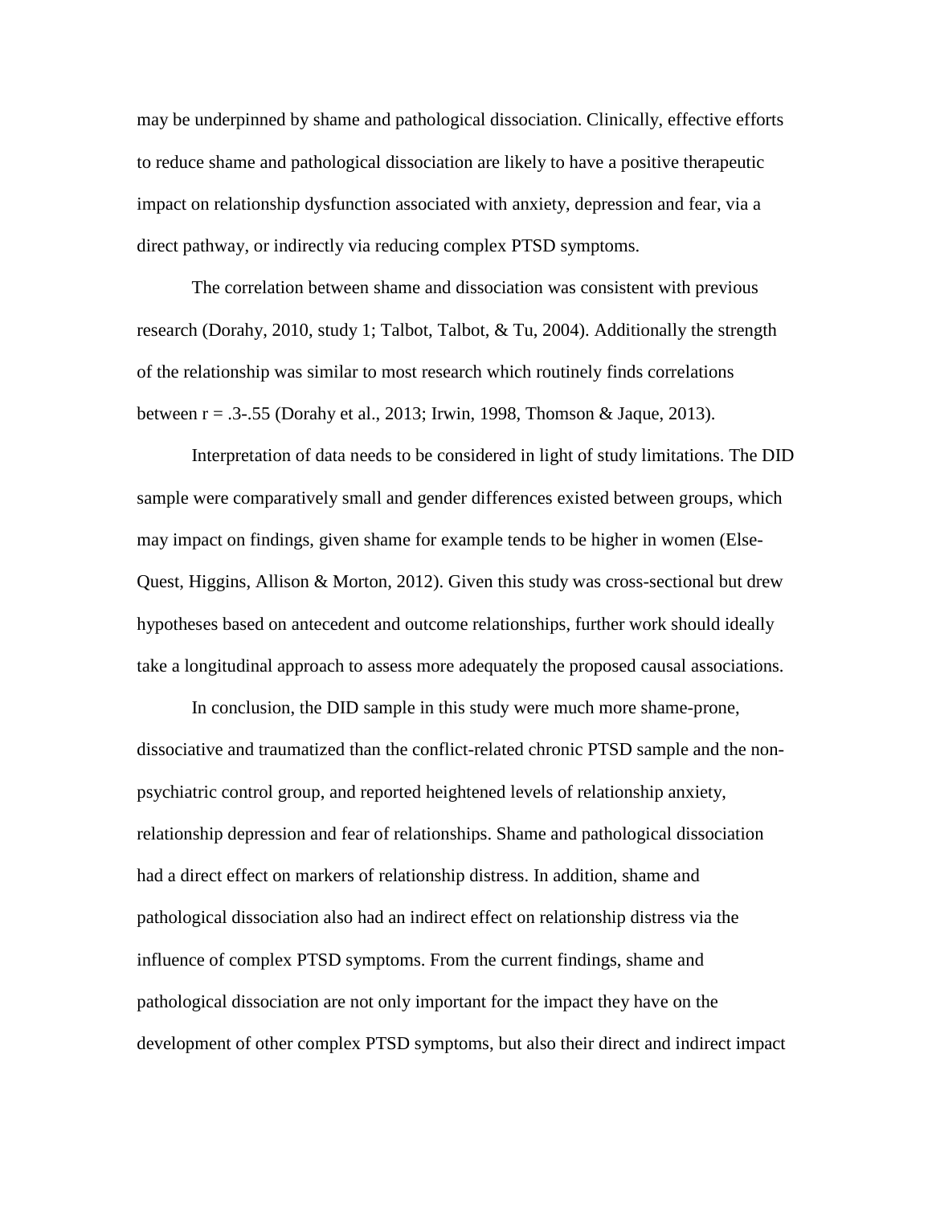may be underpinned by shame and pathological dissociation. Clinically, effective efforts to reduce shame and pathological dissociation are likely to have a positive therapeutic impact on relationship dysfunction associated with anxiety, depression and fear, via a direct pathway, or indirectly via reducing complex PTSD symptoms.

The correlation between shame and dissociation was consistent with previous research (Dorahy, 2010, study 1; Talbot, Talbot, & Tu, 2004). Additionally the strength of the relationship was similar to most research which routinely finds correlations between $r = .3$-$.55$ (Dorahy et al., 2013; Irwin, 1998, Thomson & Jaque, 2013).

Interpretation of data needs to be considered in light of study limitations. The DID sample were comparatively small and gender differences existed between groups, which may impact on findings, given shame for example tends to be higher in women (Else-Quest, Higgins, Allison & Morton, 2012). Given this study was cross-sectional but drew hypotheses based on antecedent and outcome relationships, further work should ideally take a longitudinal approach to assess more adequately the proposed causal associations.

In conclusion, the DID sample in this study were much more shame-prone, dissociative and traumatized than the conflict-related chronic PTSD sample and the non-psychiatric control group, and reported heightened levels of relationship anxiety, relationship depression and fear of relationships. Shame and pathological dissociation had a direct effect on markers of relationship distress. In addition, shame and pathological dissociation also had an indirect effect on relationship distress via the influence of complex PTSD symptoms. From the current findings, shame and pathological dissociation are not only important for the impact they have on the development of other complex PTSD symptoms, but also their direct and indirect impact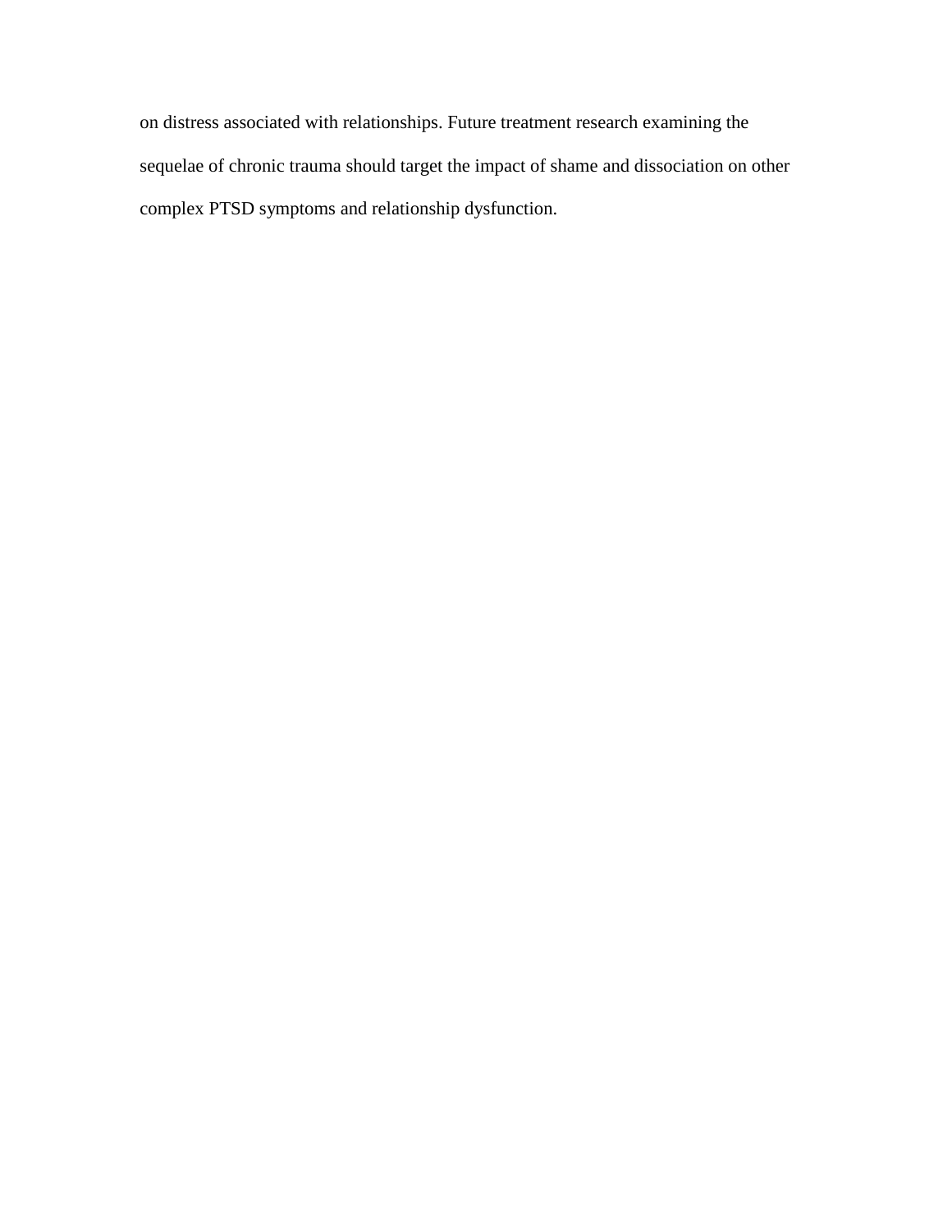on distress associated with relationships. Future treatment research examining the sequelae of chronic trauma should target the impact of shame and dissociation on other complex PTSD symptoms and relationship dysfunction.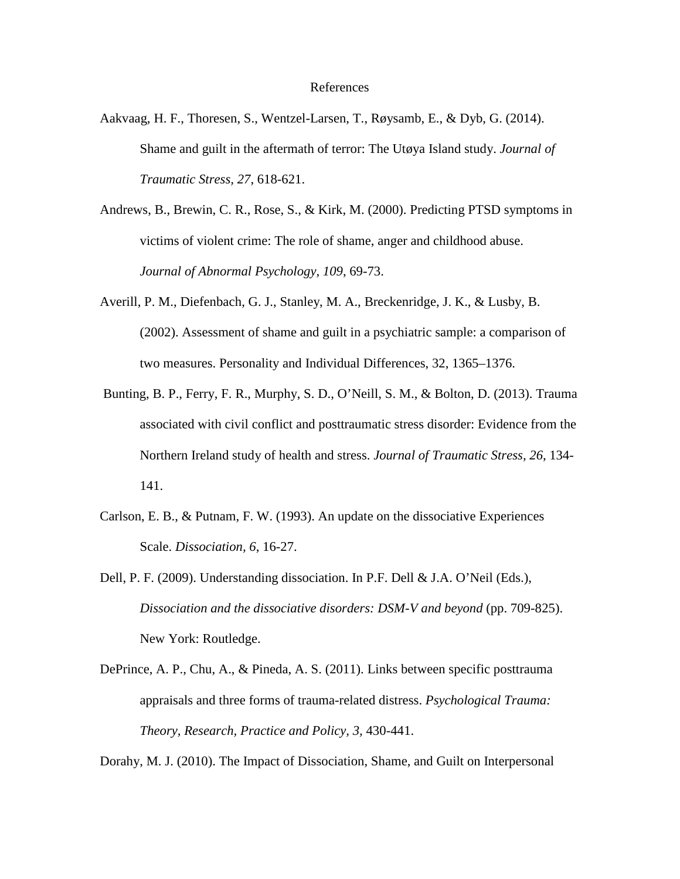# References

Aakvaag, H. F., Thoresen, S., Wentzel-Larsen, T., Røysamb, E., & Dyb, G. (2014). Shame and guilt in the aftermath of terror: The Utøya Island study. *Journal of Traumatic Stress, 27*, 618-621.

Andrews, B., Brewin, C. R., Rose, S., & Kirk, M. (2000). Predicting PTSD symptoms in victims of violent crime: The role of shame, anger and childhood abuse. *Journal of Abnormal Psychology, 109*, 69-73.

Averill, P. M., Diefenbach, G. J., Stanley, M. A., Breckenridge, J. K., & Lusby, B. (2002). Assessment of shame and guilt in a psychiatric sample: a comparison of two measures. Personality and Individual Differences, 32, 1365–1376.

Bunting, B. P., Ferry, F. R., Murphy, S. D., O'Neill, S. M., & Bolton, D. (2013). Trauma associated with civil conflict and posttraumatic stress disorder: Evidence from the Northern Ireland study of health and stress. *Journal of Traumatic Stress, 26*, 134-141.

Carlson, E. B., & Putnam, F. W. (1993). An update on the dissociative Experiences Scale. *Dissociation, 6*, 16-27.

Dell, P. F. (2009). Understanding dissociation. In P.F. Dell & J.A. O'Neil (Eds.), *Dissociation and the dissociative disorders: DSM-V and beyond* (pp. 709-825). New York: Routledge.

DePrince, A. P., Chu, A., & Pineda, A. S. (2011). Links between specific posttrauma appraisals and three forms of trauma-related distress. *Psychological Trauma: Theory, Research, Practice and Policy, 3*, 430-441.

Dorahy, M. J. (2010). The Impact of Dissociation, Shame, and Guilt on Interpersonal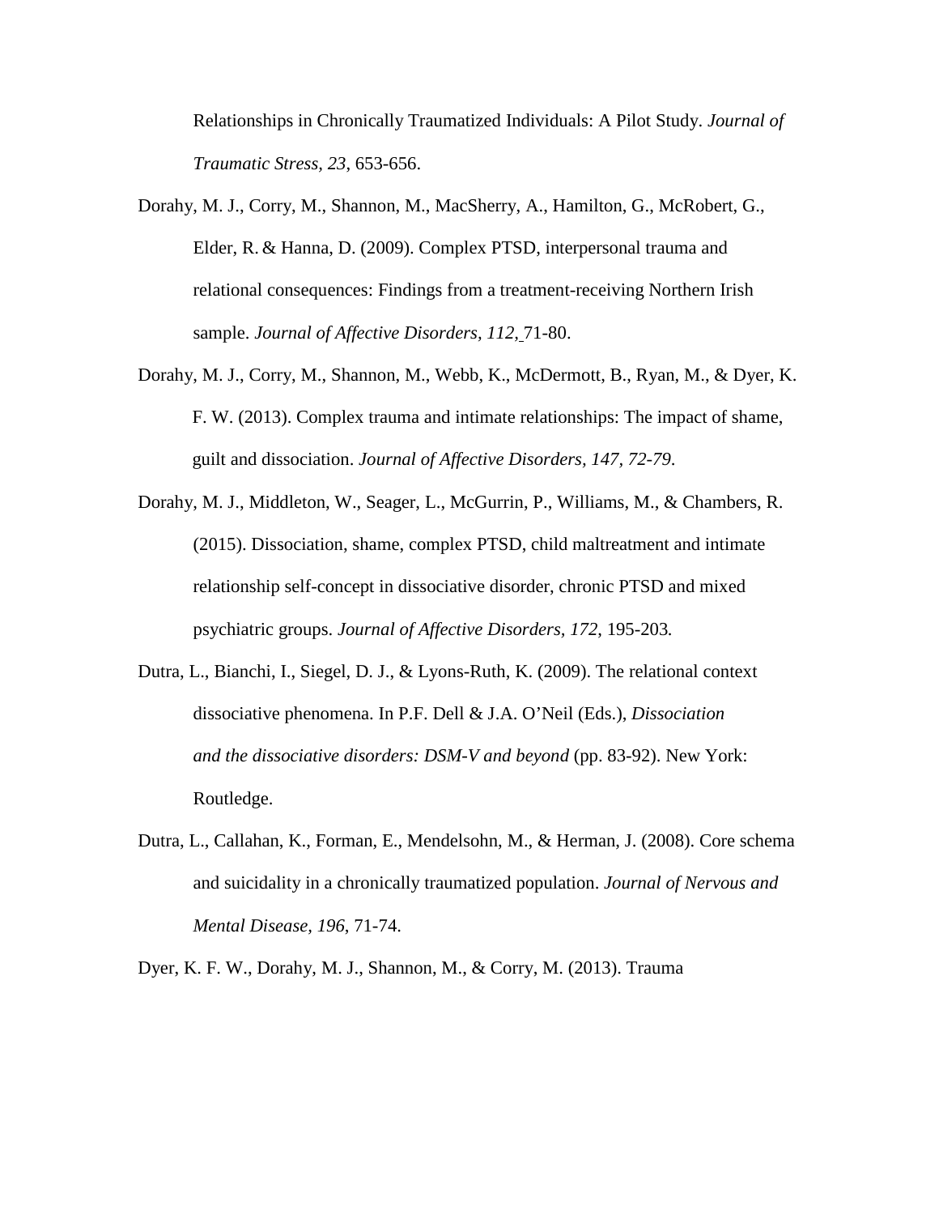Relationships in Chronically Traumatized Individuals: A Pilot Study. *Journal of Traumatic Stress*, *23*, 653-656.

Dorahy, M. J., Corry, M., Shannon, M., MacSherry, A., Hamilton, G., McRobert, G., Elder, R. & Hanna, D. (2009). Complex PTSD, interpersonal trauma and relational consequences: Findings from a treatment-receiving Northern Irish sample. *Journal of Affective Disorders, 112,* 71-80.

Dorahy, M. J., Corry, M., Shannon, M., Webb, K., McDermott, B., Ryan, M., & Dyer, K. F. W. (2013). Complex trauma and intimate relationships: The impact of shame, guilt and dissociation. *Journal of Affective Disorders, 147, 72-79.*

Dorahy, M. J., Middleton, W., Seager, L., McGurrin, P., Williams, M., & Chambers, R. (2015). Dissociation, shame, complex PTSD, child maltreatment and intimate relationship self-concept in dissociative disorder, chronic PTSD and mixed psychiatric groups. *Journal of Affective Disorders, 172,* 195-203*.*

Dutra, L., Bianchi, I., Siegel, D. J., & Lyons-Ruth, K. (2009). The relational context dissociative phenomena. In P.F. Dell & J.A. O'Neil (Eds.), *Dissociation and the dissociative disorders: DSM-V and beyond* (pp. 83-92). New York: Routledge.

Dutra, L., Callahan, K., Forman, E., Mendelsohn, M., & Herman, J. (2008). Core schema and suicidality in a chronically traumatized population. *Journal of Nervous and Mental Disease, 196*, 71-74.

Dyer, K. F. W., Dorahy, M. J., Shannon, M., & Corry, M. (2013). Trauma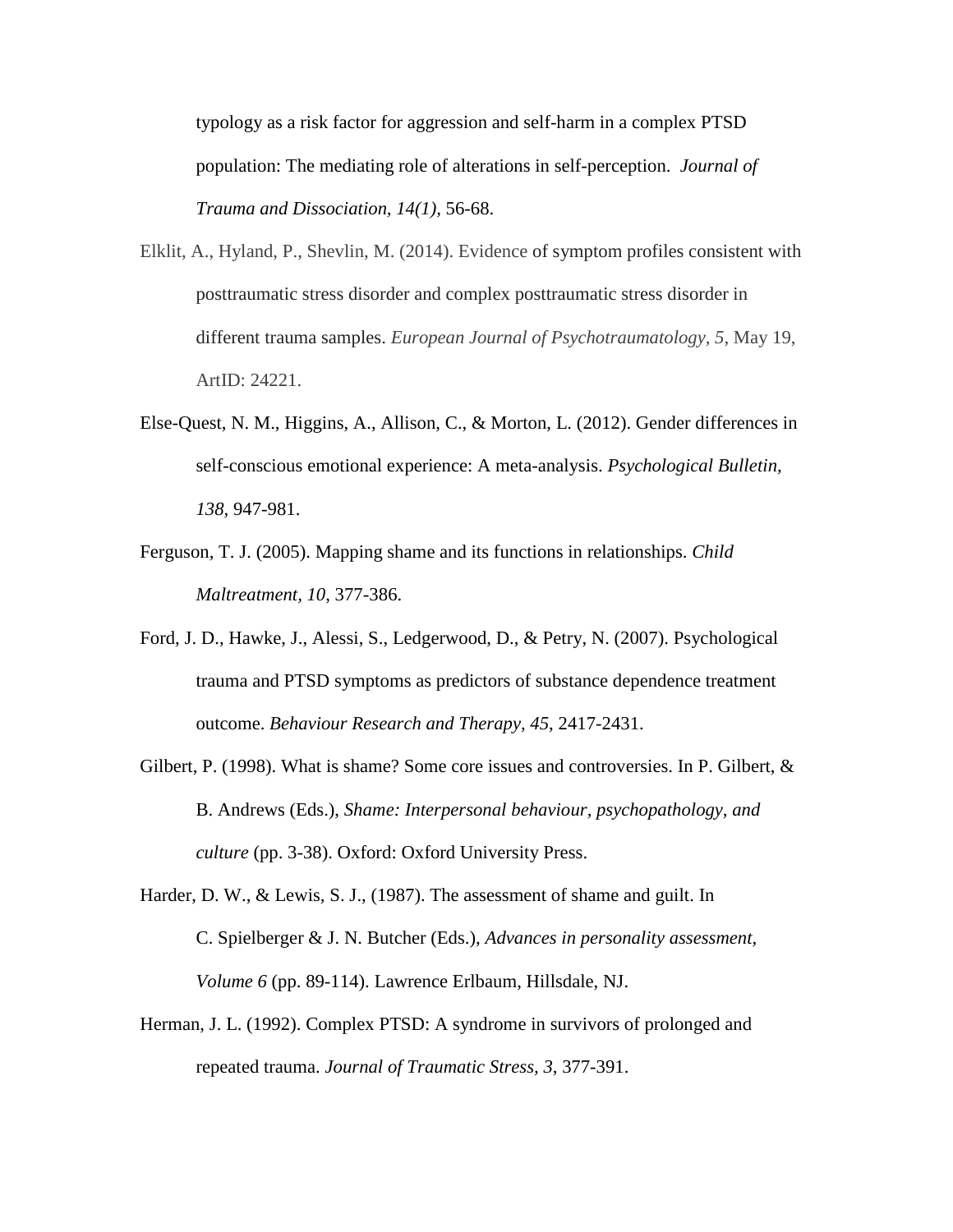typology as a risk factor for aggression and self-harm in a complex PTSD population: The mediating role of alterations in self-perception. *Journal of Trauma and Dissociation, 14(1)*, 56-68.

Elklit, A., Hyland, P., Shevlin, M. (2014). Evidence of symptom profiles consistent with posttraumatic stress disorder and complex posttraumatic stress disorder in different trauma samples. *European Journal of Psychotraumatology, 5*, May 19, ArtID: 24221.

Else-Quest, N. M., Higgins, A., Allison, C., & Morton, L. (2012). Gender differences in self-conscious emotional experience: A meta-analysis. *Psychological Bulletin, 138*, 947-981.

Ferguson, T. J. (2005). Mapping shame and its functions in relationships. *Child Maltreatment, 10*, 377-386.

Ford, J. D., Hawke, J., Alessi, S., Ledgerwood, D., & Petry, N. (2007). Psychological trauma and PTSD symptoms as predictors of substance dependence treatment outcome. *Behaviour Research and Therapy, 45*, 2417-2431.

Gilbert, P. (1998). What is shame? Some core issues and controversies. In P. Gilbert, & B. Andrews (Eds.), *Shame: Interpersonal behaviour, psychopathology, and culture* (pp. 3-38). Oxford: Oxford University Press.

Harder, D. W., & Lewis, S. J., (1987). The assessment of shame and guilt. In C. Spielberger & J. N. Butcher (Eds.), *Advances in personality assessment, Volume 6* (pp. 89-114). Lawrence Erlbaum, Hillsdale, NJ.

Herman, J. L. (1992). Complex PTSD: A syndrome in survivors of prolonged and repeated trauma. *Journal of Traumatic Stress, 3*, 377-391.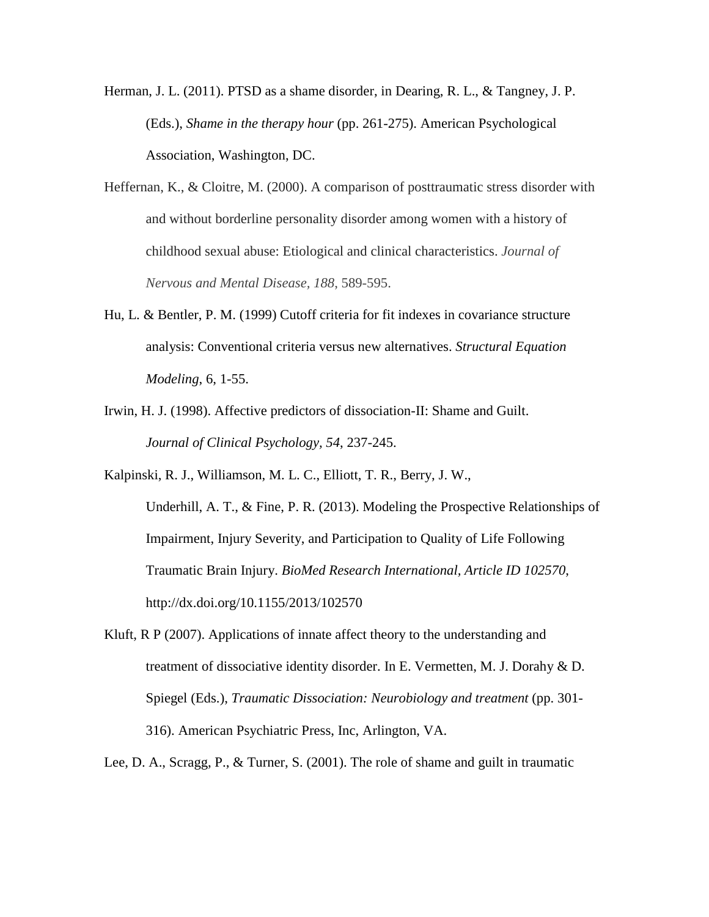Herman, J. L. (2011). PTSD as a shame disorder, in Dearing, R. L., & Tangney, J. P. (Eds.), *Shame in the therapy hour* (pp. 261-275). American Psychological Association, Washington, DC.

Heffernan, K., & Cloitre, M. (2000). A comparison of posttraumatic stress disorder with and without borderline personality disorder among women with a history of childhood sexual abuse: Etiological and clinical characteristics. *Journal of Nervous and Mental Disease, 188*, 589-595.

Hu, L. & Bentler, P. M. (1999) Cutoff criteria for fit indexes in covariance structure analysis: Conventional criteria versus new alternatives. *Structural Equation Modeling*, 6, 1-55.

Irwin, H. J. (1998). Affective predictors of dissociation-II: Shame and Guilt. *Journal of Clinical Psychology, 54*, 237-245.

Kalpinski, R. J., Williamson, M. L. C., Elliott, T. R., Berry, J. W., Underhill, A. T., & Fine, P. R. (2013). Modeling the Prospective Relationships of Impairment, Injury Severity, and Participation to Quality of Life Following Traumatic Brain Injury. *BioMed Research International, Article ID 102570*, http://dx.doi.org/10.1155/2013/102570

Kluft, R P (2007). Applications of innate affect theory to the understanding and treatment of dissociative identity disorder. In E. Vermetten, M. J. Dorahy & D. Spiegel (Eds.), *Traumatic Dissociation: Neurobiology and treatment* (pp. 301-316). American Psychiatric Press, Inc, Arlington, VA.

Lee, D. A., Scragg, P., & Turner, S. (2001). The role of shame and guilt in traumatic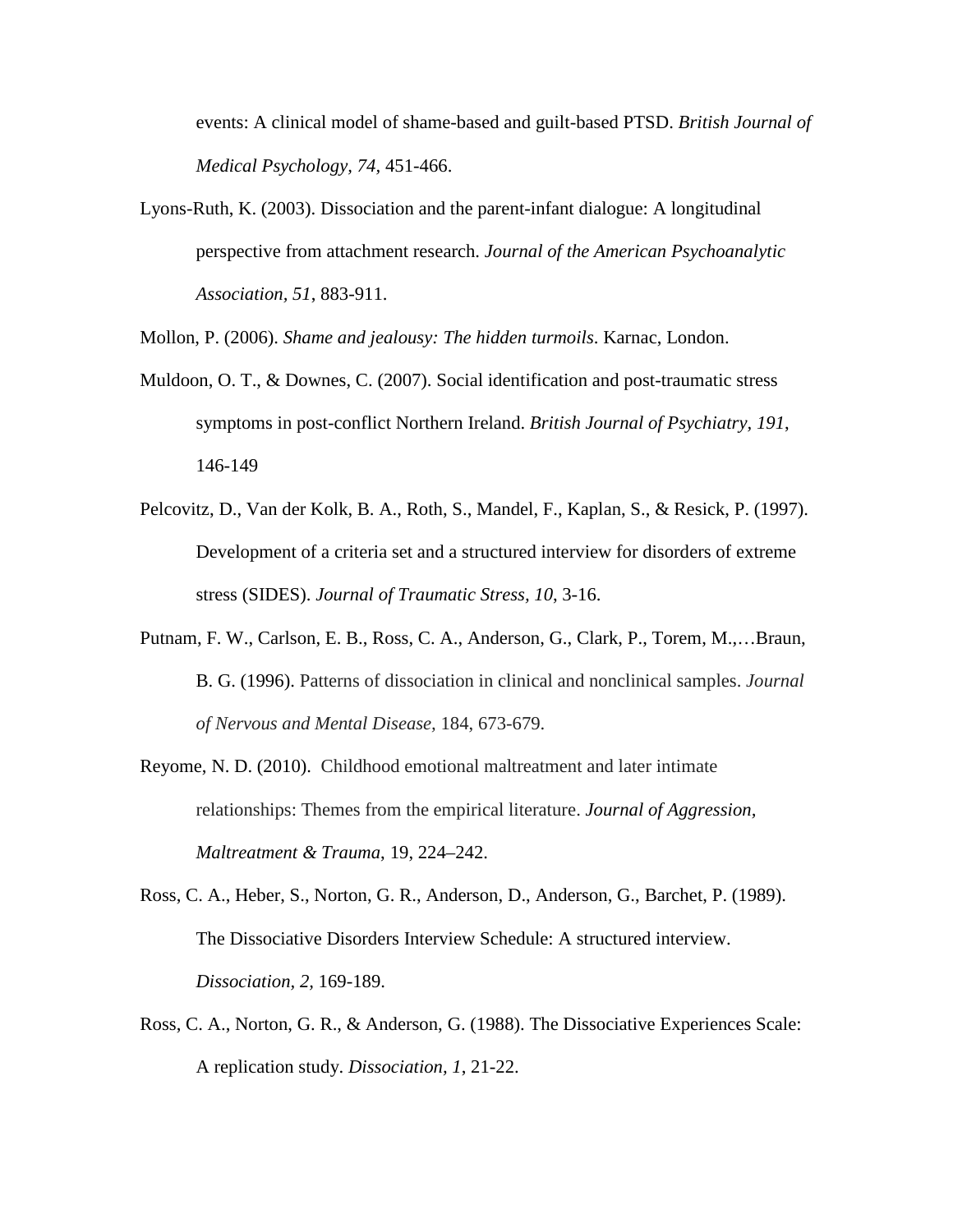events: A clinical model of shame-based and guilt-based PTSD. *British Journal of Medical Psychology, 74*, 451-466.

Lyons-Ruth, K. (2003). Dissociation and the parent-infant dialogue: A longitudinal perspective from attachment research. *Journal of the American Psychoanalytic Association, 51*, 883-911.

Mollon, P. (2006). *Shame and jealousy: The hidden turmoils*. Karnac, London.

Muldoon, O. T., & Downes, C. (2007). Social identification and post-traumatic stress symptoms in post-conflict Northern Ireland. *British Journal of Psychiatry, 191*, 146-149

Pelcovitz, D., Van der Kolk, B. A., Roth, S., Mandel, F., Kaplan, S., & Resick, P. (1997). Development of a criteria set and a structured interview for disorders of extreme stress (SIDES). *Journal of Traumatic Stress, 10*, 3-16.

Putnam, F. W., Carlson, E. B., Ross, C. A., Anderson, G., Clark, P., Torem, M.,…Braun, B. G. (1996). Patterns of dissociation in clinical and nonclinical samples. *Journal of Nervous and Mental Disease,* 184, 673-679.

Reyome, N. D. (2010). Childhood emotional maltreatment and later intimate relationships: Themes from the empirical literature. *Journal of Aggression, Maltreatment & Trauma*, 19, 224–242.

Ross, C. A., Heber, S., Norton, G. R., Anderson, D., Anderson, G., Barchet, P. (1989). The Dissociative Disorders Interview Schedule: A structured interview. *Dissociation, 2,* 169-189.

Ross, C. A., Norton, G. R., & Anderson, G. (1988). The Dissociative Experiences Scale: A replication study. *Dissociation, 1*, 21-22.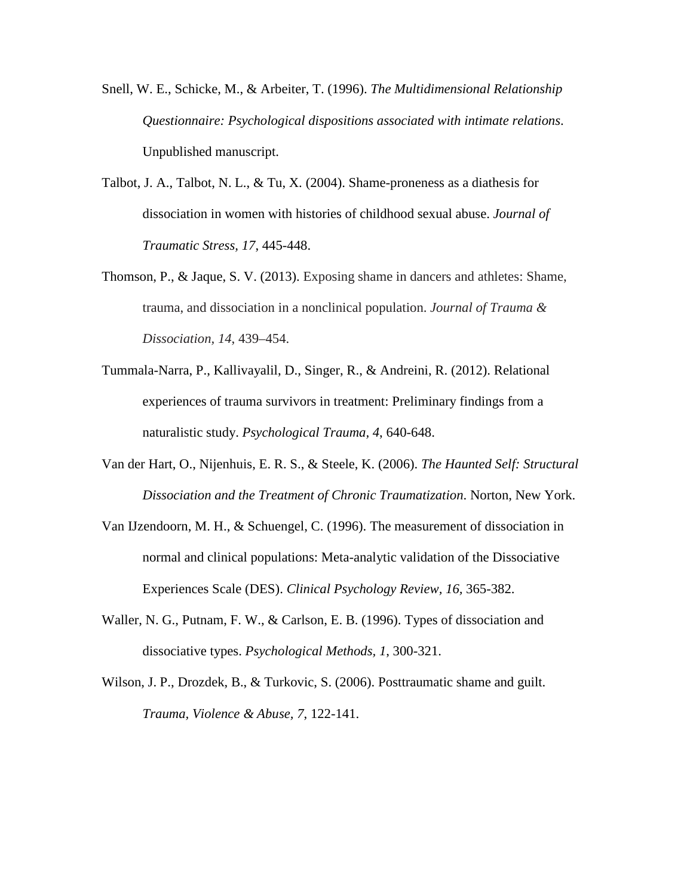Snell, W. E., Schicke, M., & Arbeiter, T. (1996). *The Multidimensional Relationship Questionnaire: Psychological dispositions associated with intimate relations*. Unpublished manuscript.

Talbot, J. A., Talbot, N. L., & Tu, X. (2004). Shame-proneness as a diathesis for dissociation in women with histories of childhood sexual abuse. *Journal of Traumatic Stress, 17*, 445-448.

Thomson, P., & Jaque, S. V. (2013). Exposing shame in dancers and athletes: Shame, trauma, and dissociation in a nonclinical population. *Journal of Trauma & Dissociation, 14*, 439–454.

Tummala-Narra, P., Kallivayalil, D., Singer, R., & Andreini, R. (2012). Relational experiences of trauma survivors in treatment: Preliminary findings from a naturalistic study. *Psychological Trauma, 4*, 640-648.

Van der Hart, O., Nijenhuis, E. R. S., & Steele, K. (2006). *The Haunted Self: Structural Dissociation and the Treatment of Chronic Traumatization*. Norton, New York.

Van IJzendoorn, M. H., & Schuengel, C. (1996). The measurement of dissociation in normal and clinical populations: Meta-analytic validation of the Dissociative Experiences Scale (DES). *Clinical Psychology Review, 16*, 365-382.

Waller, N. G., Putnam, F. W., & Carlson, E. B. (1996). Types of dissociation and dissociative types. *Psychological Methods, 1*, 300-321.

Wilson, J. P., Drozdek, B., & Turkovic, S. (2006). Posttraumatic shame and guilt. *Trauma, Violence & Abuse, 7*, 122-141.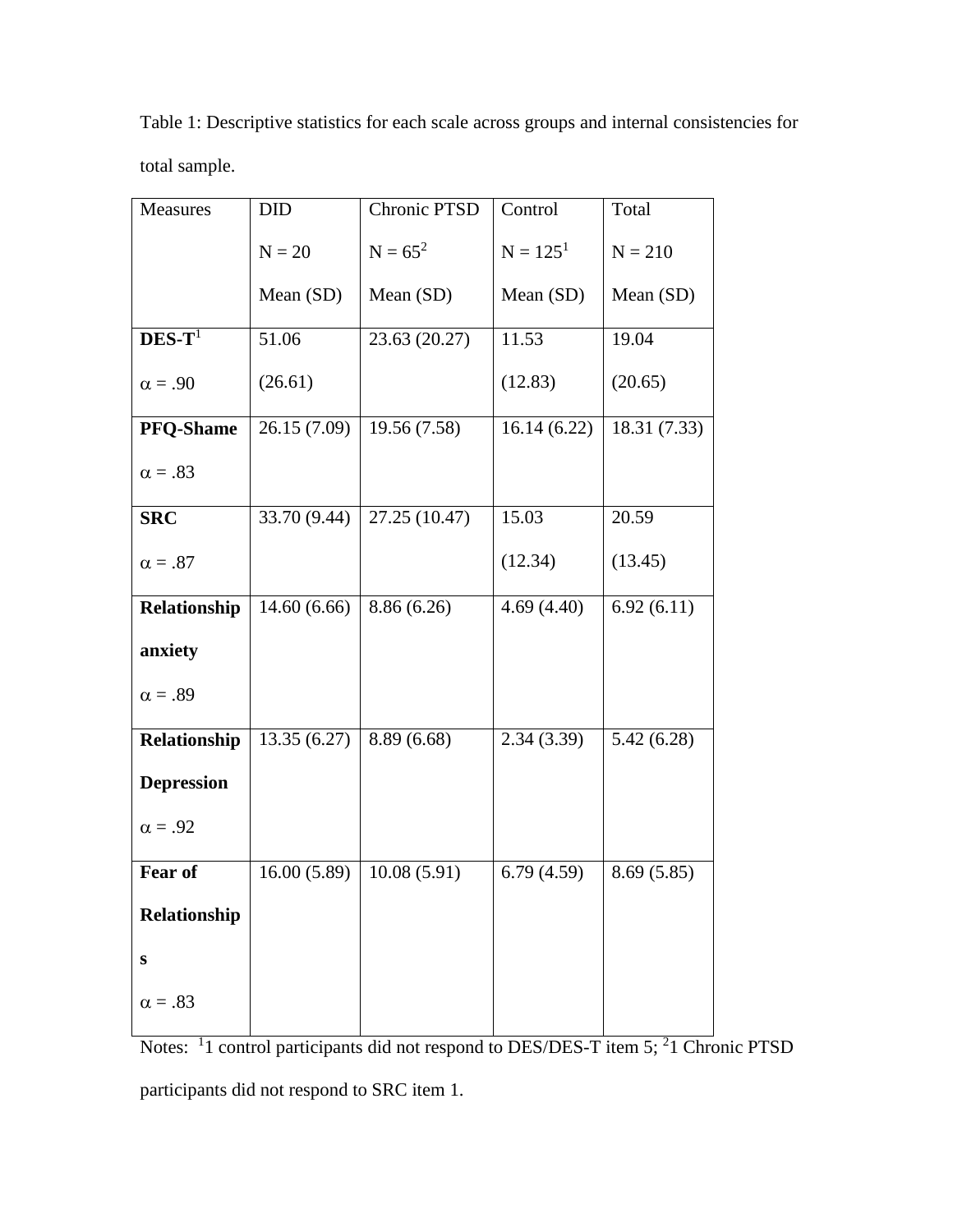Table 1: Descriptive statistics for each scale across groups and internal consistencies for total sample.

| Measures | DID<br>N = 20<br>Mean (SD) | Chronic PTSD<br>N = 65[2]<br>Mean (SD) | Control<br>N = 125[1]<br>Mean (SD) | Total<br>N = 210<br>Mean (SD) |
|---|---|---|---|---|
| **DES-T**[1]<br>$\alpha$ = .90 | 51.06 (26.61) | 23.63 (20.27) | 11.53 (12.83) | 19.04 (20.65) |
| **PFQ-Shame**<br>$\alpha$ = .83 | 26.15 (7.09) | 19.56 (7.58) | 16.14 (6.22) | 18.31 (7.33) |
| **SRC**<br>$\alpha$ = .87 | 33.70 (9.44) | 27.25 (10.47) | 15.03 (12.34) | 20.59 (13.45) |
| **Relationship anxiety**<br>$\alpha$ = .89 | 14.60 (6.66) | 8.86 (6.26) | 4.69 (4.40) | 6.92 (6.11) |
| **Relationship Depression**<br>$\alpha$ = .92 | 13.35 (6.27) | 8.89 (6.68) | 2.34 (3.39) | 5.42 (6.28) |
| **Fear of Relationships**<br>$\alpha$ = .83 | 16.00 (5.89) | 10.08 (5.91) | 6.79 (4.59) | 8.69 (5.85) |

Notes: [1]1 control participants did not respond to DES/DES-T item 5; [2]1 Chronic PTSD participants did not respond to SRC item 1.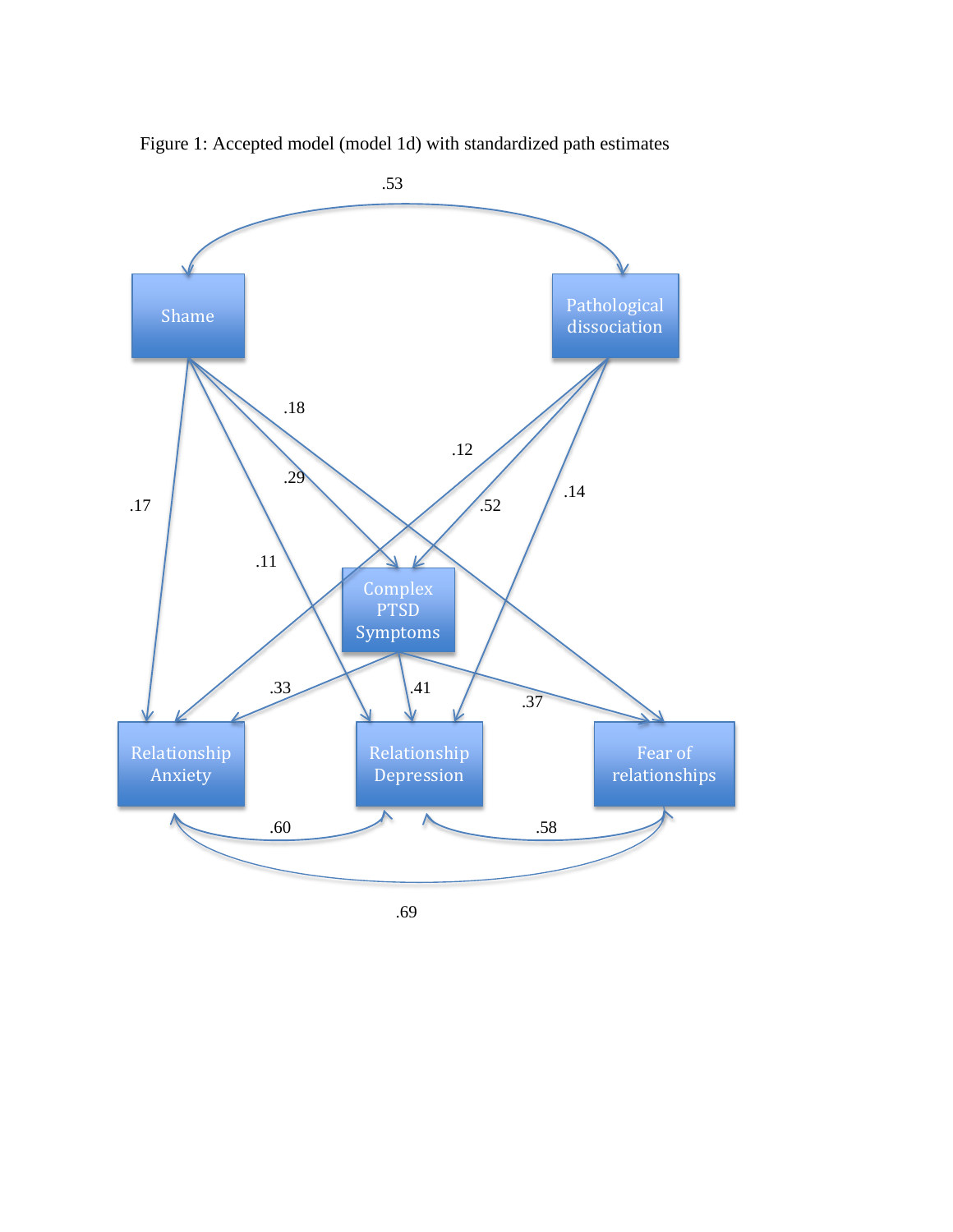Figure 1: Accepted model (model 1d) with standardized path estimates

.53

Shame

Pathological dissociation

.18

.12

.29

.52

.14

.17

.11

Complex PTSD Symptoms

.33

.41

.37

Relationship Anxiety

Relationship Depression

Fear of relationships

.60

.58

.69